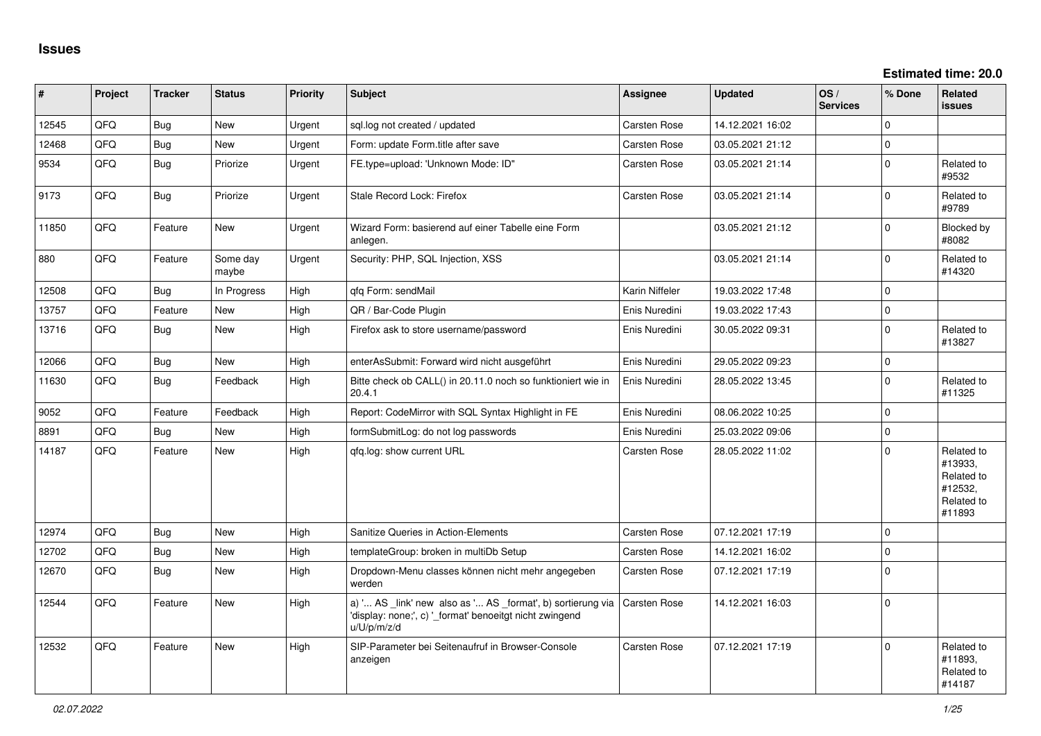# Issues

**Estimated time: 20.0**

| # | Project | Tracker | Status | Priority | Subject | Assignee | Updated | OS / Services | % Done | Related issues |
|---|---|---|---|---|---|---|---|---|---|---|
| 12545 | QFQ | Bug | New | Urgent | sql.log not created / updated | Carsten Rose | 14.12.2021 16:02 | | 0 | |
| 12468 | QFQ | Bug | New | Urgent | Form: update Form.title after save | Carsten Rose | 03.05.2021 21:12 | | 0 | |
| 9534 | QFQ | Bug | Priorize | Urgent | FE.type=upload: 'Unknown Mode: ID" | Carsten Rose | 03.05.2021 21:14 | | 0 | Related to #9532 |
| 9173 | QFQ | Bug | Priorize | Urgent | Stale Record Lock: Firefox | Carsten Rose | 03.05.2021 21:14 | | 0 | Related to #9789 |
| 11850 | QFQ | Feature | New | Urgent | Wizard Form: basierend auf einer Tabelle eine Form anlegen. | | 03.05.2021 21:12 | | 0 | Blocked by #8082 |
| 880 | QFQ | Feature | Some day maybe | Urgent | Security: PHP, SQL Injection, XSS | | 03.05.2021 21:14 | | 0 | Related to #14320 |
| 12508 | QFQ | Bug | In Progress | High | qfq Form: sendMail | Karin Niffeler | 19.03.2022 17:48 | | 0 | |
| 13757 | QFQ | Feature | New | High | QR / Bar-Code Plugin | Enis Nuredini | 19.03.2022 17:43 | | 0 | |
| 13716 | QFQ | Bug | New | High | Firefox ask to store username/password | Enis Nuredini | 30.05.2022 09:31 | | 0 | Related to #13827 |
| 12066 | QFQ | Bug | New | High | enterAsSubmit: Forward wird nicht ausgeführt | Enis Nuredini | 29.05.2022 09:23 | | 0 | |
| 11630 | QFQ | Bug | Feedback | High | Bitte check ob CALL() in 20.11.0 noch so funktioniert wie in 20.4.1 | Enis Nuredini | 28.05.2022 13:45 | | 0 | Related to #11325 |
| 9052 | QFQ | Feature | Feedback | High | Report: CodeMirror with SQL Syntax Highlight in FE | Enis Nuredini | 08.06.2022 10:25 | | 0 | |
| 8891 | QFQ | Bug | New | High | formSubmitLog: do not log passwords | Enis Nuredini | 25.03.2022 09:06 | | 0 | |
| 14187 | QFQ | Feature | New | High | qfq.log: show current URL | Carsten Rose | 28.05.2022 11:02 | | 0 | Related to #13933, Related to #12532, Related to #11893 |
| 12974 | QFQ | Bug | New | High | Sanitize Queries in Action-Elements | Carsten Rose | 07.12.2021 17:19 | | 0 | |
| 12702 | QFQ | Bug | New | High | templateGroup: broken in multiDb Setup | Carsten Rose | 14.12.2021 16:02 | | 0 | |
| 12670 | QFQ | Bug | New | High | Dropdown-Menu classes können nicht mehr angegeben werden | Carsten Rose | 07.12.2021 17:19 | | 0 | |
| 12544 | QFQ | Feature | New | High | a) '... AS _link' new also as '... AS _format', b) sortierung via 'display: none;', c) '_format' benoeitgt nicht zwingend u/U/p/m/z/d | Carsten Rose | 14.12.2021 16:03 | | 0 | |
| 12532 | QFQ | Feature | New | High | SIP-Parameter bei Seitenaufruf in Browser-Console anzeigen | Carsten Rose | 07.12.2021 17:19 | | 0 | Related to #11893, Related to #14187 |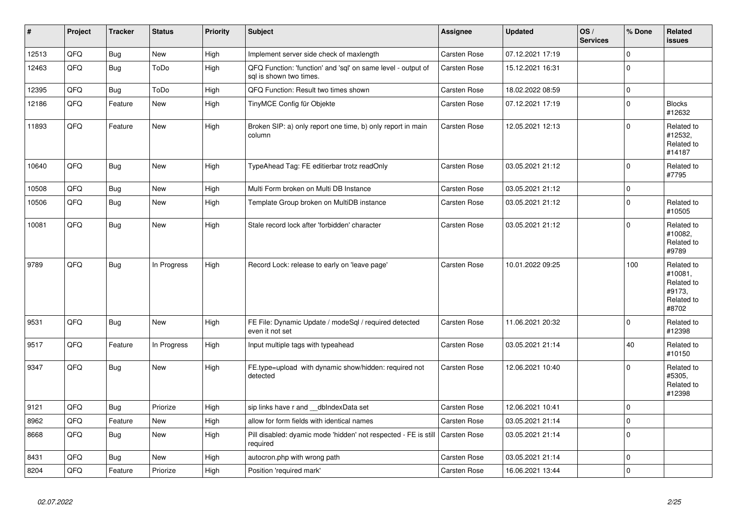| # | Project | Tracker | Status | Priority | Subject | Assignee | Updated | OS / Services | % Done | Related issues |
|---|---|---|---|---|---|---|---|---|---|---|
| 12513 | QFQ | Bug | New | High | Implement server side check of maxlength | Carsten Rose | 07.12.2021 17:19 | | 0 | |
| 12463 | QFQ | Bug | ToDo | High | QFQ Function: 'function' and 'sql' on same level - output of sql is shown two times. | Carsten Rose | 15.12.2021 16:31 | | 0 | |
| 12395 | QFQ | Bug | ToDo | High | QFQ Function: Result two times shown | Carsten Rose | 18.02.2022 08:59 | | 0 | |
| 12186 | QFQ | Feature | New | High | TinyMCE Config für Objekte | Carsten Rose | 07.12.2021 17:19 | | 0 | Blocks #12632 |
| 11893 | QFQ | Feature | New | High | Broken SIP: a) only report one time, b) only report in main column | Carsten Rose | 12.05.2021 12:13 | | 0 | Related to #12532, Related to #14187 |
| 10640 | QFQ | Bug | New | High | TypeAhead Tag: FE editierbar trotz readOnly | Carsten Rose | 03.05.2021 21:12 | | 0 | Related to #7795 |
| 10508 | QFQ | Bug | New | High | Multi Form broken on Multi DB Instance | Carsten Rose | 03.05.2021 21:12 | | 0 | |
| 10506 | QFQ | Bug | New | High | Template Group broken on MultiDB instance | Carsten Rose | 03.05.2021 21:12 | | 0 | Related to #10505 |
| 10081 | QFQ | Bug | New | High | Stale record lock after 'forbidden' character | Carsten Rose | 03.05.2021 21:12 | | 0 | Related to #10082, Related to #9789 |
| 9789 | QFQ | Bug | In Progress | High | Record Lock: release to early on 'leave page' | Carsten Rose | 10.01.2022 09:25 | | 100 | Related to #10081, Related to #9173, Related to #8702 |
| 9531 | QFQ | Bug | New | High | FE File: Dynamic Update / modeSql / required detected even it not set | Carsten Rose | 11.06.2021 20:32 | | 0 | Related to #12398 |
| 9517 | QFQ | Feature | In Progress | High | Input multiple tags with typeahead | Carsten Rose | 03.05.2021 21:14 | | 40 | Related to #10150 |
| 9347 | QFQ | Bug | New | High | FE.type=upload with dynamic show/hidden: required not detected | Carsten Rose | 12.06.2021 10:40 | | 0 | Related to #5305, Related to #12398 |
| 9121 | QFQ | Bug | Priorize | High | sip links have r and __dbIndexData set | Carsten Rose | 12.06.2021 10:41 | | 0 | |
| 8962 | QFQ | Feature | New | High | allow for form fields with identical names | Carsten Rose | 03.05.2021 21:14 | | 0 | |
| 8668 | QFQ | Bug | New | High | Pill disabled: dyamic mode 'hidden' not respected - FE is still required | Carsten Rose | 03.05.2021 21:14 | | 0 | |
| 8431 | QFQ | Bug | New | High | autocron.php with wrong path | Carsten Rose | 03.05.2021 21:14 | | 0 | |
| 8204 | QFQ | Feature | Priorize | High | Position 'required mark' | Carsten Rose | 16.06.2021 13:44 | | 0 | |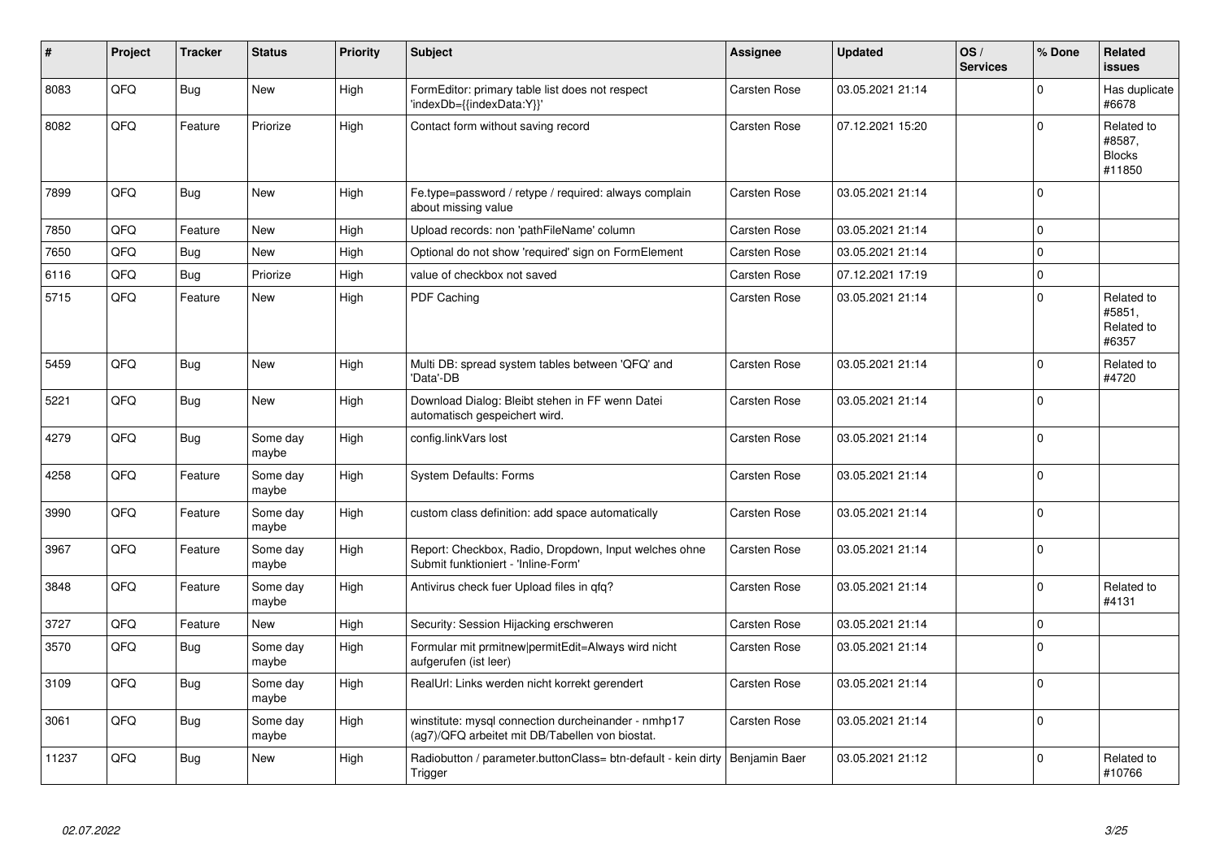| # | Project | Tracker | Status | Priority | Subject | Assignee | Updated | OS / Services | % Done | Related issues |
|---|---|---|---|---|---|---|---|---|---|---|
| 8083 | QFQ | Bug | New | High | FormEditor: primary table list does not respect 'indexDb={{indexData:Y}}' | Carsten Rose | 03.05.2021 21:14 | | 0 | Has duplicate #6678 |
| 8082 | QFQ | Feature | Priorize | High | Contact form without saving record | Carsten Rose | 07.12.2021 15:20 | | 0 | Related to #8587, Blocks #11850 |
| 7899 | QFQ | Bug | New | High | Fe.type=password / retype / required: always complain about missing value | Carsten Rose | 03.05.2021 21:14 | | 0 | |
| 7850 | QFQ | Feature | New | High | Upload records: non 'pathFileName' column | Carsten Rose | 03.05.2021 21:14 | | 0 | |
| 7650 | QFQ | Bug | New | High | Optional do not show 'required' sign on FormElement | Carsten Rose | 03.05.2021 21:14 | | 0 | |
| 6116 | QFQ | Bug | Priorize | High | value of checkbox not saved | Carsten Rose | 07.12.2021 17:19 | | 0 | |
| 5715 | QFQ | Feature | New | High | PDF Caching | Carsten Rose | 03.05.2021 21:14 | | 0 | Related to #5851, Related to #6357 |
| 5459 | QFQ | Bug | New | High | Multi DB: spread system tables between 'QFQ' and 'Data'-DB | Carsten Rose | 03.05.2021 21:14 | | 0 | Related to #4720 |
| 5221 | QFQ | Bug | New | High | Download Dialog: Bleibt stehen in FF wenn Datei automatisch gespeichert wird. | Carsten Rose | 03.05.2021 21:14 | | 0 | |
| 4279 | QFQ | Bug | Some day maybe | High | config.linkVars lost | Carsten Rose | 03.05.2021 21:14 | | 0 | |
| 4258 | QFQ | Feature | Some day maybe | High | System Defaults: Forms | Carsten Rose | 03.05.2021 21:14 | | 0 | |
| 3990 | QFQ | Feature | Some day maybe | High | custom class definition: add space automatically | Carsten Rose | 03.05.2021 21:14 | | 0 | |
| 3967 | QFQ | Feature | Some day maybe | High | Report: Checkbox, Radio, Dropdown, Input welches ohne Submit funktioniert - 'Inline-Form' | Carsten Rose | 03.05.2021 21:14 | | 0 | |
| 3848 | QFQ | Feature | Some day maybe | High | Antivirus check fuer Upload files in qfq? | Carsten Rose | 03.05.2021 21:14 | | 0 | Related to #4131 |
| 3727 | QFQ | Feature | New | High | Security: Session Hijacking erschweren | Carsten Rose | 03.05.2021 21:14 | | 0 | |
| 3570 | QFQ | Bug | Some day maybe | High | Formular mit prmitnew\|permitEdit=Always wird nicht aufgerufen (ist leer) | Carsten Rose | 03.05.2021 21:14 | | 0 | |
| 3109 | QFQ | Bug | Some day maybe | High | RealUrl: Links werden nicht korrekt gerendert | Carsten Rose | 03.05.2021 21:14 | | 0 | |
| 3061 | QFQ | Bug | Some day maybe | High | winstitute: mysql connection durcheinander - nmhp17 (ag7)/QFQ arbeitet mit DB/Tabellen von biostat. | Carsten Rose | 03.05.2021 21:14 | | 0 | |
| 11237 | QFQ | Bug | New | High | Radiobutton / parameter.buttonClass= btn-default - kein dirty Trigger | Benjamin Baer | 03.05.2021 21:12 | | 0 | Related to #10766 |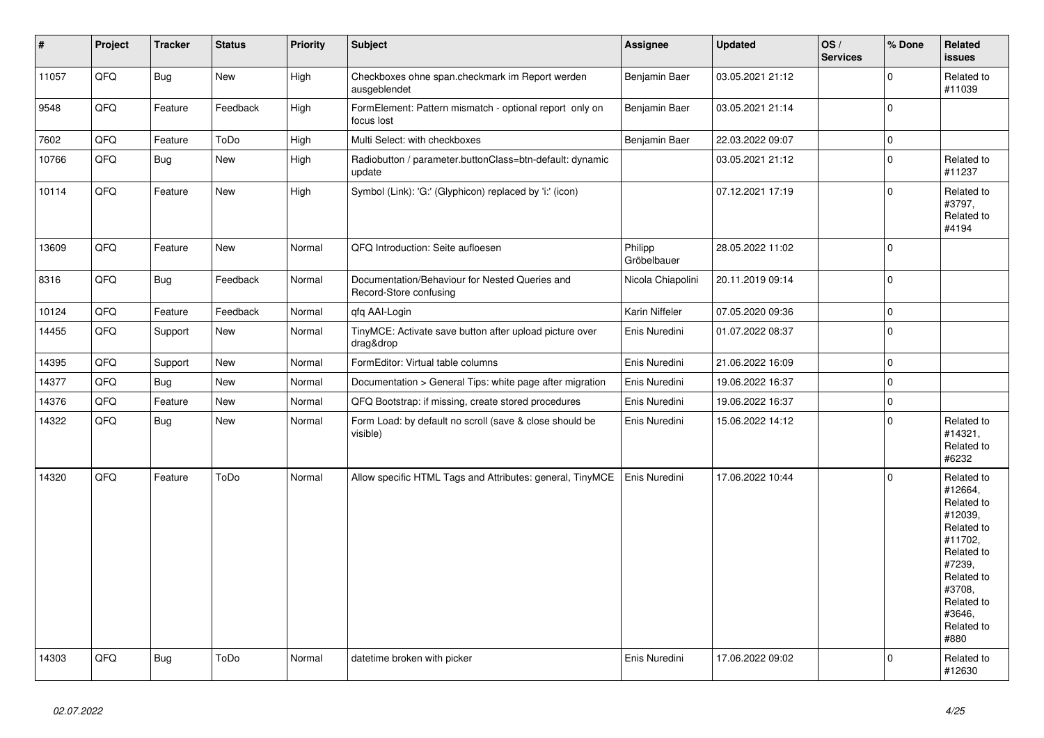| # | Project | Tracker | Status | Priority | Subject | Assignee | Updated | OS / Services | % Done | Related issues |
|---|---|---|---|---|---|---|---|---|---|---|
| 11057 | QFQ | Bug | New | High | Checkboxes ohne span.checkmark im Report werden ausgeblendet | Benjamin Baer | 03.05.2021 21:12 | | 0 | Related to #11039 |
| 9548 | QFQ | Feature | Feedback | High | FormElement: Pattern mismatch - optional report only on focus lost | Benjamin Baer | 03.05.2021 21:14 | | 0 | |
| 7602 | QFQ | Feature | ToDo | High | Multi Select: with checkboxes | Benjamin Baer | 22.03.2022 09:07 | | 0 | |
| 10766 | QFQ | Bug | New | High | Radiobutton / parameter.buttonClass=btn-default: dynamic update | | 03.05.2021 21:12 | | 0 | Related to #11237 |
| 10114 | QFQ | Feature | New | High | Symbol (Link): 'G:' (Glyphicon) replaced by 'i:' (icon) | | 07.12.2021 17:19 | | 0 | Related to #3797, Related to #4194 |
| 13609 | QFQ | Feature | New | Normal | QFQ Introduction: Seite aufloesen | Philipp Gröbelbauer | 28.05.2022 11:02 | | 0 | |
| 8316 | QFQ | Bug | Feedback | Normal | Documentation/Behaviour for Nested Queries and Record-Store confusing | Nicola Chiapolini | 20.11.2019 09:14 | | 0 | |
| 10124 | QFQ | Feature | Feedback | Normal | qfq AAI-Login | Karin Niffeler | 07.05.2020 09:36 | | 0 | |
| 14455 | QFQ | Support | New | Normal | TinyMCE: Activate save button after upload picture over drag&drop | Enis Nuredini | 01.07.2022 08:37 | | 0 | |
| 14395 | QFQ | Support | New | Normal | FormEditor: Virtual table columns | Enis Nuredini | 21.06.2022 16:09 | | 0 | |
| 14377 | QFQ | Bug | New | Normal | Documentation > General Tips: white page after migration | Enis Nuredini | 19.06.2022 16:37 | | 0 | |
| 14376 | QFQ | Feature | New | Normal | QFQ Bootstrap: if missing, create stored procedures | Enis Nuredini | 19.06.2022 16:37 | | 0 | |
| 14322 | QFQ | Bug | New | Normal | Form Load: by default no scroll (save & close should be visible) | Enis Nuredini | 15.06.2022 14:12 | | 0 | Related to #14321, Related to #6232 |
| 14320 | QFQ | Feature | ToDo | Normal | Allow specific HTML Tags and Attributes: general, TinyMCE | Enis Nuredini | 17.06.2022 10:44 | | 0 | Related to #12664, Related to #12039, Related to #11702, Related to #7239, Related to #3708, Related to #3646, Related to #880 |
| 14303 | QFQ | Bug | ToDo | Normal | datetime broken with picker | Enis Nuredini | 17.06.2022 09:02 | | 0 | Related to #12630 |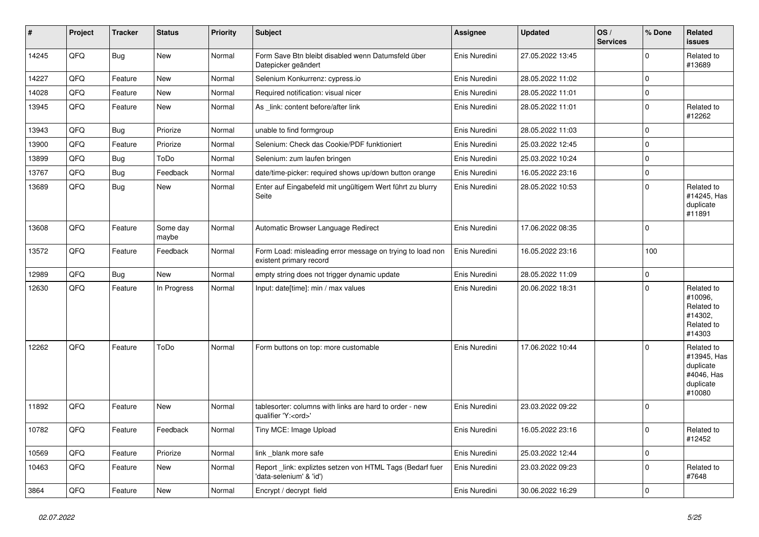| # | Project | Tracker | Status | Priority | Subject | Assignee | Updated | OS / Services | % Done | Related issues |
|---|---|---|---|---|---|---|---|---|---|---|
| 14245 | QFQ | Bug | New | Normal | Form Save Btn bleibt disabled wenn Datumsfeld über Datepicker geändert | Enis Nuredini | 27.05.2022 13:45 | | 0 | Related to #13689 |
| 14227 | QFQ | Feature | New | Normal | Selenium Konkurrenz: cypress.io | Enis Nuredini | 28.05.2022 11:02 | | 0 | |
| 14028 | QFQ | Feature | New | Normal | Required notification: visual nicer | Enis Nuredini | 28.05.2022 11:01 | | 0 | |
| 13945 | QFQ | Feature | New | Normal | As _link: content before/after link | Enis Nuredini | 28.05.2022 11:01 | | 0 | Related to #12262 |
| 13943 | QFQ | Bug | Priorize | Normal | unable to find formgroup | Enis Nuredini | 28.05.2022 11:03 | | 0 | |
| 13900 | QFQ | Feature | Priorize | Normal | Selenium: Check das Cookie/PDF funktioniert | Enis Nuredini | 25.03.2022 12:45 | | 0 | |
| 13899 | QFQ | Bug | ToDo | Normal | Selenium: zum laufen bringen | Enis Nuredini | 25.03.2022 10:24 | | 0 | |
| 13767 | QFQ | Bug | Feedback | Normal | date/time-picker: required shows up/down button orange | Enis Nuredini | 16.05.2022 23:16 | | 0 | |
| 13689 | QFQ | Bug | New | Normal | Enter auf Eingabefeld mit ungültigem Wert führt zu blurry Seite | Enis Nuredini | 28.05.2022 10:53 | | 0 | Related to #14245, Has duplicate #11891 |
| 13608 | QFQ | Feature | Some day maybe | Normal | Automatic Browser Language Redirect | Enis Nuredini | 17.06.2022 08:35 | | 0 | |
| 13572 | QFQ | Feature | Feedback | Normal | Form Load: misleading error message on trying to load non existent primary record | Enis Nuredini | 16.05.2022 23:16 | | 100 | |
| 12989 | QFQ | Bug | New | Normal | empty string does not trigger dynamic update | Enis Nuredini | 28.05.2022 11:09 | | 0 | |
| 12630 | QFQ | Feature | In Progress | Normal | Input: date[time]: min / max values | Enis Nuredini | 20.06.2022 18:31 | | 0 | Related to #10096, Related to #14302, Related to #14303 |
| 12262 | QFQ | Feature | ToDo | Normal | Form buttons on top: more customable | Enis Nuredini | 17.06.2022 10:44 | | 0 | Related to #13945, Has duplicate #4046, Has duplicate #10080 |
| 11892 | QFQ | Feature | New | Normal | tablesorter: columns with links are hard to order - new qualifier 'Y:<ord>' | Enis Nuredini | 23.03.2022 09:22 | | 0 | |
| 10782 | QFQ | Feature | Feedback | Normal | Tiny MCE: Image Upload | Enis Nuredini | 16.05.2022 23:16 | | 0 | Related to #12452 |
| 10569 | QFQ | Feature | Priorize | Normal | link _blank more safe | Enis Nuredini | 25.03.2022 12:44 | | 0 | |
| 10463 | QFQ | Feature | New | Normal | Report _link: expliztes setzen von HTML Tags (Bedarf fuer 'data-selenium' & 'id') | Enis Nuredini | 23.03.2022 09:23 | | 0 | Related to #7648 |
| 3864 | QFQ | Feature | New | Normal | Encrypt / decrypt field | Enis Nuredini | 30.06.2022 16:29 | | 0 | |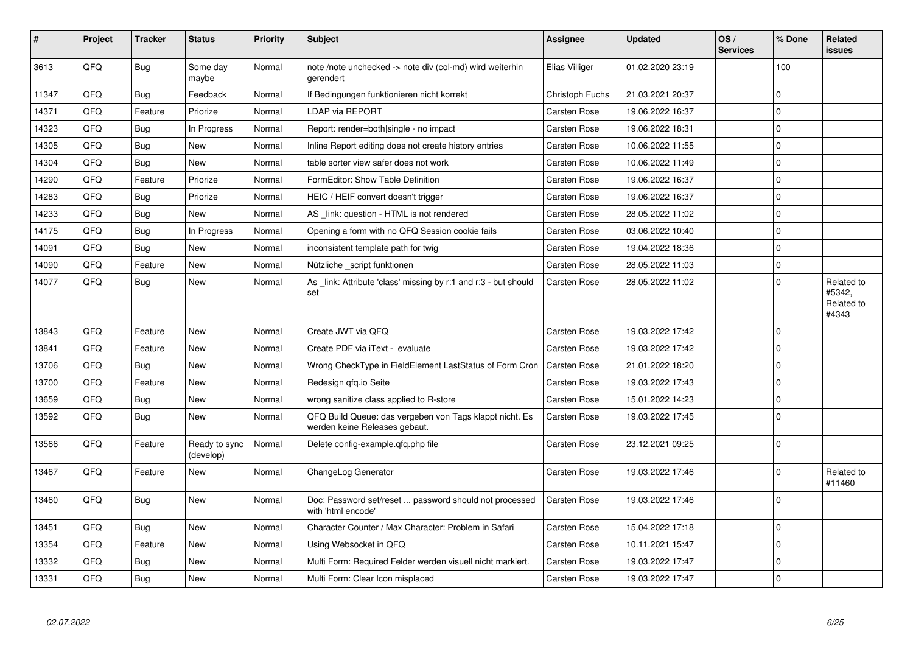| # | Project | Tracker | Status | Priority | Subject | Assignee | Updated | OS / Services | % Done | Related issues |
|---|---|---|---|---|---|---|---|---|---|---|
| 3613 | QFQ | Bug | Some day maybe | Normal | note /note unchecked -> note div (col-md) wird weiterhin gerendert | Elias Villiger | 01.02.2020 23:19 | | 100 | |
| 11347 | QFQ | Bug | Feedback | Normal | If Bedingungen funktionieren nicht korrekt | Christoph Fuchs | 21.03.2021 20:37 | | 0 | |
| 14371 | QFQ | Feature | Priorize | Normal | LDAP via REPORT | Carsten Rose | 19.06.2022 16:37 | | 0 | |
| 14323 | QFQ | Bug | In Progress | Normal | Report: render=both\|single - no impact | Carsten Rose | 19.06.2022 18:31 | | 0 | |
| 14305 | QFQ | Bug | New | Normal | Inline Report editing does not create history entries | Carsten Rose | 10.06.2022 11:55 | | 0 | |
| 14304 | QFQ | Bug | New | Normal | table sorter view safer does not work | Carsten Rose | 10.06.2022 11:49 | | 0 | |
| 14290 | QFQ | Feature | Priorize | Normal | FormEditor: Show Table Definition | Carsten Rose | 19.06.2022 16:37 | | 0 | |
| 14283 | QFQ | Bug | Priorize | Normal | HEIC / HEIF convert doesn't trigger | Carsten Rose | 19.06.2022 16:37 | | 0 | |
| 14233 | QFQ | Bug | New | Normal | AS _link: question - HTML is not rendered | Carsten Rose | 28.05.2022 11:02 | | 0 | |
| 14175 | QFQ | Bug | In Progress | Normal | Opening a form with no QFQ Session cookie fails | Carsten Rose | 03.06.2022 10:40 | | 0 | |
| 14091 | QFQ | Bug | New | Normal | inconsistent template path for twig | Carsten Rose | 19.04.2022 18:36 | | 0 | |
| 14090 | QFQ | Feature | New | Normal | Nützliche _script funktionen | Carsten Rose | 28.05.2022 11:03 | | 0 | |
| 14077 | QFQ | Bug | New | Normal | As _link: Attribute 'class' missing by r:1 and r:3 - but should set | Carsten Rose | 28.05.2022 11:02 | | 0 | Related to #5342, Related to #4343 |
| 13843 | QFQ | Feature | New | Normal | Create JWT via QFQ | Carsten Rose | 19.03.2022 17:42 | | 0 | |
| 13841 | QFQ | Feature | New | Normal | Create PDF via iText - evaluate | Carsten Rose | 19.03.2022 17:42 | | 0 | |
| 13706 | QFQ | Bug | New | Normal | Wrong CheckType in FieldElement LastStatus of Form Cron | Carsten Rose | 21.01.2022 18:20 | | 0 | |
| 13700 | QFQ | Feature | New | Normal | Redesign qfq.io Seite | Carsten Rose | 19.03.2022 17:43 | | 0 | |
| 13659 | QFQ | Bug | New | Normal | wrong sanitize class applied to R-store | Carsten Rose | 15.01.2022 14:23 | | 0 | |
| 13592 | QFQ | Bug | New | Normal | QFQ Build Queue: das vergeben von Tags klappt nicht. Es werden keine Releases gebaut. | Carsten Rose | 19.03.2022 17:45 | | 0 | |
| 13566 | QFQ | Feature | Ready to sync (develop) | Normal | Delete config-example.qfq.php file | Carsten Rose | 23.12.2021 09:25 | | 0 | |
| 13467 | QFQ | Feature | New | Normal | ChangeLog Generator | Carsten Rose | 19.03.2022 17:46 | | 0 | Related to #11460 |
| 13460 | QFQ | Bug | New | Normal | Doc: Password set/reset ... password should not processed with 'html encode' | Carsten Rose | 19.03.2022 17:46 | | 0 | |
| 13451 | QFQ | Bug | New | Normal | Character Counter / Max Character: Problem in Safari | Carsten Rose | 15.04.2022 17:18 | | 0 | |
| 13354 | QFQ | Feature | New | Normal | Using Websocket in QFQ | Carsten Rose | 10.11.2021 15:47 | | 0 | |
| 13332 | QFQ | Bug | New | Normal | Multi Form: Required Felder werden visuell nicht markiert. | Carsten Rose | 19.03.2022 17:47 | | 0 | |
| 13331 | QFQ | Bug | New | Normal | Multi Form: Clear Icon misplaced | Carsten Rose | 19.03.2022 17:47 | | 0 | |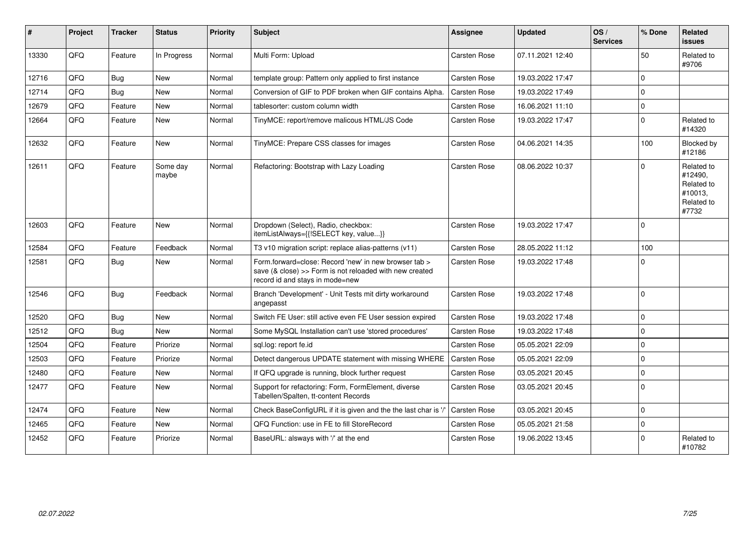| # | Project | Tracker | Status | Priority | Subject | Assignee | Updated | OS / Services | % Done | Related issues |
|---|---|---|---|---|---|---|---|---|---|---|
| 13330 | QFQ | Feature | In Progress | Normal | Multi Form: Upload | Carsten Rose | 07.11.2021 12:40 | | 50 | Related to #9706 |
| 12716 | QFQ | Bug | New | Normal | template group: Pattern only applied to first instance | Carsten Rose | 19.03.2022 17:47 | | 0 | |
| 12714 | QFQ | Bug | New | Normal | Conversion of GIF to PDF broken when GIF contains Alpha. | Carsten Rose | 19.03.2022 17:49 | | 0 | |
| 12679 | QFQ | Feature | New | Normal | tablesorter: custom column width | Carsten Rose | 16.06.2021 11:10 | | 0 | |
| 12664 | QFQ | Feature | New | Normal | TinyMCE: report/remove malicous HTML/JS Code | Carsten Rose | 19.03.2022 17:47 | | 0 | Related to #14320 |
| 12632 | QFQ | Feature | New | Normal | TinyMCE: Prepare CSS classes for images | Carsten Rose | 04.06.2021 14:35 | | 100 | Blocked by #12186 |
| 12611 | QFQ | Feature | Some day maybe | Normal | Refactoring: Bootstrap with Lazy Loading | Carsten Rose | 08.06.2022 10:37 | | 0 | Related to #12490, Related to #10013, Related to #7732 |
| 12603 | QFQ | Feature | New | Normal | Dropdown (Select), Radio, checkbox: itemListAlways={{!SELECT key, value...}} | Carsten Rose | 19.03.2022 17:47 | | 0 | |
| 12584 | QFQ | Feature | Feedback | Normal | T3 v10 migration script: replace alias-patterns (v11) | Carsten Rose | 28.05.2022 11:12 | | 100 | |
| 12581 | QFQ | Bug | New | Normal | Form.forward=close: Record 'new' in new browser tab > save (& close) >> Form is not reloaded with new created record id and stays in mode=new | Carsten Rose | 19.03.2022 17:48 | | 0 | |
| 12546 | QFQ | Bug | Feedback | Normal | Branch 'Development' - Unit Tests mit dirty workaround angepasst | Carsten Rose | 19.03.2022 17:48 | | 0 | |
| 12520 | QFQ | Bug | New | Normal | Switch FE User: still active even FE User session expired | Carsten Rose | 19.03.2022 17:48 | | 0 | |
| 12512 | QFQ | Bug | New | Normal | Some MySQL Installation can't use 'stored procedures' | Carsten Rose | 19.03.2022 17:48 | | 0 | |
| 12504 | QFQ | Feature | Priorize | Normal | sql.log: report fe.id | Carsten Rose | 05.05.2021 22:09 | | 0 | |
| 12503 | QFQ | Feature | Priorize | Normal | Detect dangerous UPDATE statement with missing WHERE | Carsten Rose | 05.05.2021 22:09 | | 0 | |
| 12480 | QFQ | Feature | New | Normal | If QFQ upgrade is running, block further request | Carsten Rose | 03.05.2021 20:45 | | 0 | |
| 12477 | QFQ | Feature | New | Normal | Support for refactoring: Form, FormElement, diverse Tabellen/Spalten, tt-content Records | Carsten Rose | 03.05.2021 20:45 | | 0 | |
| 12474 | QFQ | Feature | New | Normal | Check BaseConfigURL if it is given and the the last char is '/' | Carsten Rose | 03.05.2021 20:45 | | 0 | |
| 12465 | QFQ | Feature | New | Normal | QFQ Function: use in FE to fill StoreRecord | Carsten Rose | 05.05.2021 21:58 | | 0 | |
| 12452 | QFQ | Feature | Priorize | Normal | BaseURL: alsways with '/' at the end | Carsten Rose | 19.06.2022 13:45 | | 0 | Related to #10782 |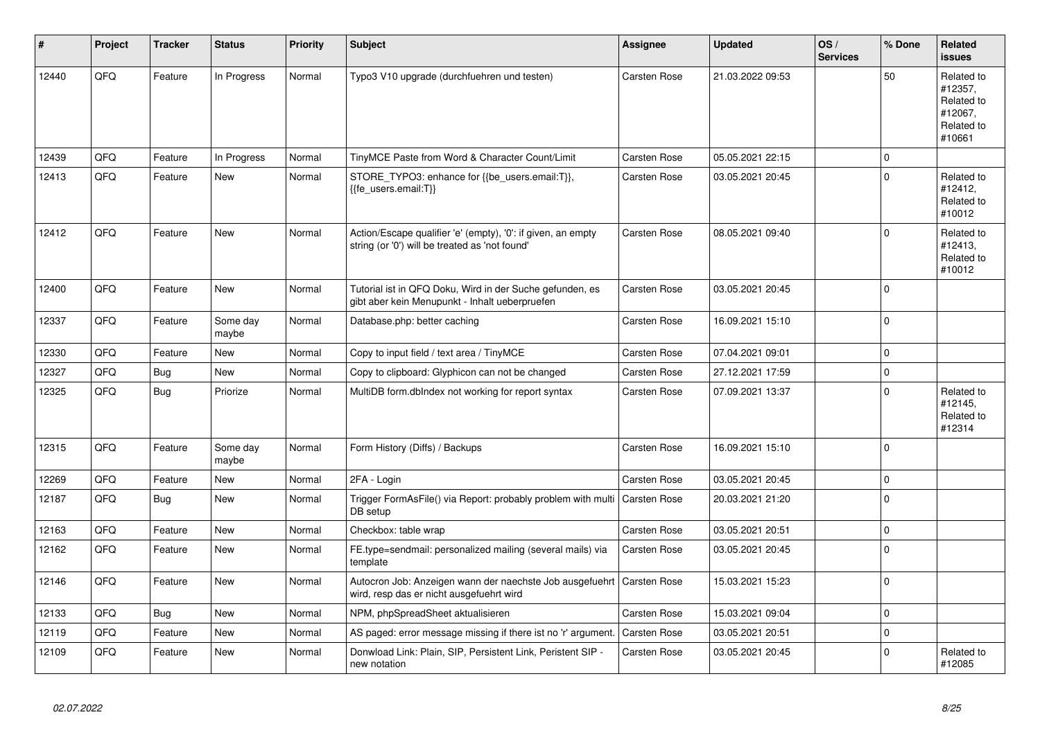| # | Project | Tracker | Status | Priority | Subject | Assignee | Updated | OS / Services | % Done | Related issues |
|---|---|---|---|---|---|---|---|---|---|---|
| 12440 | QFQ | Feature | In Progress | Normal | Typo3 V10 upgrade (durchfuehren und testen) | Carsten Rose | 21.03.2022 09:53 | | 50 | Related to #12357, Related to #12067, Related to #10661 |
| 12439 | QFQ | Feature | In Progress | Normal | TinyMCE Paste from Word & Character Count/Limit | Carsten Rose | 05.05.2021 22:15 | | 0 | |
| 12413 | QFQ | Feature | New | Normal | STORE_TYPO3: enhance for {{be_users.email:T}}, {{fe_users.email:T}} | Carsten Rose | 03.05.2021 20:45 | | 0 | Related to #12412, Related to #10012 |
| 12412 | QFQ | Feature | New | Normal | Action/Escape qualifier 'e' (empty), '0': if given, an empty string (or '0') will be treated as 'not found' | Carsten Rose | 08.05.2021 09:40 | | 0 | Related to #12413, Related to #10012 |
| 12400 | QFQ | Feature | New | Normal | Tutorial ist in QFQ Doku, Wird in der Suche gefunden, es gibt aber kein Menupunkt - Inhalt ueberpruefen | Carsten Rose | 03.05.2021 20:45 | | 0 | |
| 12337 | QFQ | Feature | Some day maybe | Normal | Database.php: better caching | Carsten Rose | 16.09.2021 15:10 | | 0 | |
| 12330 | QFQ | Feature | New | Normal | Copy to input field / text area / TinyMCE | Carsten Rose | 07.04.2021 09:01 | | 0 | |
| 12327 | QFQ | Bug | New | Normal | Copy to clipboard: Glyphicon can not be changed | Carsten Rose | 27.12.2021 17:59 | | 0 | |
| 12325 | QFQ | Bug | Priorize | Normal | MultiDB form.dbIndex not working for report syntax | Carsten Rose | 07.09.2021 13:37 | | 0 | Related to #12145, Related to #12314 |
| 12315 | QFQ | Feature | Some day maybe | Normal | Form History (Diffs) / Backups | Carsten Rose | 16.09.2021 15:10 | | 0 | |
| 12269 | QFQ | Feature | New | Normal | 2FA - Login | Carsten Rose | 03.05.2021 20:45 | | 0 | |
| 12187 | QFQ | Bug | New | Normal | Trigger FormAsFile() via Report: probably problem with multi DB setup | Carsten Rose | 20.03.2021 21:20 | | 0 | |
| 12163 | QFQ | Feature | New | Normal | Checkbox: table wrap | Carsten Rose | 03.05.2021 20:51 | | 0 | |
| 12162 | QFQ | Feature | New | Normal | FE.type=sendmail: personalized mailing (several mails) via template | Carsten Rose | 03.05.2021 20:45 | | 0 | |
| 12146 | QFQ | Feature | New | Normal | Autocron Job: Anzeigen wann der naechste Job ausgefuehrt wird, resp das er nicht ausgefuehrt wird | Carsten Rose | 15.03.2021 15:23 | | 0 | |
| 12133 | QFQ | Bug | New | Normal | NPM, phpSpreadSheet aktualisieren | Carsten Rose | 15.03.2021 09:04 | | 0 | |
| 12119 | QFQ | Feature | New | Normal | AS paged: error message missing if there ist no 'r' argument. | Carsten Rose | 03.05.2021 20:51 | | 0 | |
| 12109 | QFQ | Feature | New | Normal | Donwload Link: Plain, SIP, Persistent Link, Peristent SIP - new notation | Carsten Rose | 03.05.2021 20:45 | | 0 | Related to #12085 |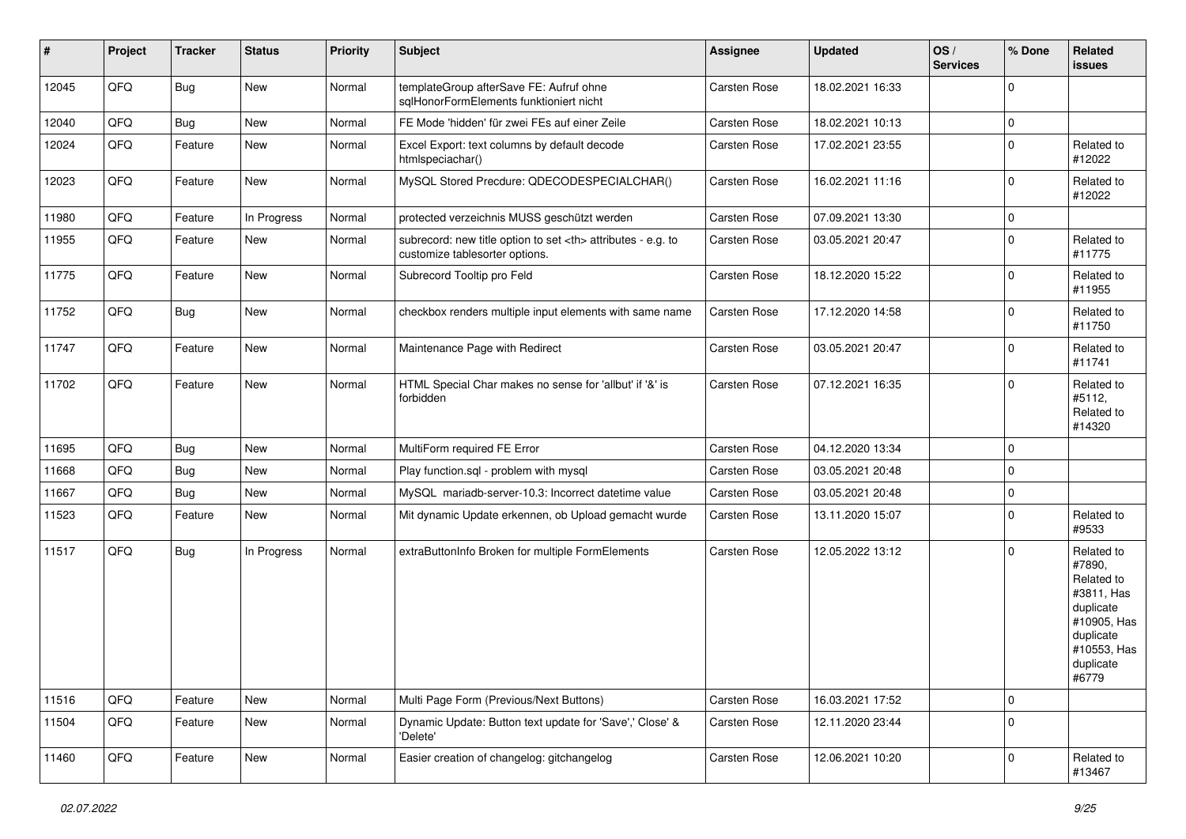| # | Project | Tracker | Status | Priority | Subject | Assignee | Updated | OS / Services | % Done | Related issues |
|---|---|---|---|---|---|---|---|---|---|---|
| 12045 | QFQ | Bug | New | Normal | templateGroup afterSave FE: Aufruf ohne sqlHonorFormElements funktioniert nicht | Carsten Rose | 18.02.2021 16:33 | | 0 | |
| 12040 | QFQ | Bug | New | Normal | FE Mode 'hidden' für zwei FEs auf einer Zeile | Carsten Rose | 18.02.2021 10:13 | | 0 | |
| 12024 | QFQ | Feature | New | Normal | Excel Export: text columns by default decode htmlspeciachar() | Carsten Rose | 17.02.2021 23:55 | | 0 | Related to #12022 |
| 12023 | QFQ | Feature | New | Normal | MySQL Stored Precdure: QDECODESPECIALCHAR() | Carsten Rose | 16.02.2021 11:16 | | 0 | Related to #12022 |
| 11980 | QFQ | Feature | In Progress | Normal | protected verzeichnis MUSS geschützt werden | Carsten Rose | 07.09.2021 13:30 | | 0 | |
| 11955 | QFQ | Feature | New | Normal | subrecord: new title option to set <th> attributes - e.g. to customize tablesorter options. | Carsten Rose | 03.05.2021 20:47 | | 0 | Related to #11775 |
| 11775 | QFQ | Feature | New | Normal | Subrecord Tooltip pro Feld | Carsten Rose | 18.12.2020 15:22 | | 0 | Related to #11955 |
| 11752 | QFQ | Bug | New | Normal | checkbox renders multiple input elements with same name | Carsten Rose | 17.12.2020 14:58 | | 0 | Related to #11750 |
| 11747 | QFQ | Feature | New | Normal | Maintenance Page with Redirect | Carsten Rose | 03.05.2021 20:47 | | 0 | Related to #11741 |
| 11702 | QFQ | Feature | New | Normal | HTML Special Char makes no sense for 'allbut' if '&' is forbidden | Carsten Rose | 07.12.2021 16:35 | | 0 | Related to #5112, Related to #14320 |
| 11695 | QFQ | Bug | New | Normal | MultiForm required FE Error | Carsten Rose | 04.12.2020 13:34 | | 0 | |
| 11668 | QFQ | Bug | New | Normal | Play function.sql - problem with mysql | Carsten Rose | 03.05.2021 20:48 | | 0 | |
| 11667 | QFQ | Bug | New | Normal | MySQL mariadb-server-10.3: Incorrect datetime value | Carsten Rose | 03.05.2021 20:48 | | 0 | |
| 11523 | QFQ | Feature | New | Normal | Mit dynamic Update erkennen, ob Upload gemacht wurde | Carsten Rose | 13.11.2020 15:07 | | 0 | Related to #9533 |
| 11517 | QFQ | Bug | In Progress | Normal | extraButtonInfo Broken for multiple FormElements | Carsten Rose | 12.05.2022 13:12 | | 0 | Related to #7890, Related to #3811, Has duplicate #10905, Has duplicate #10553, Has duplicate #6779 |
| 11516 | QFQ | Feature | New | Normal | Multi Page Form (Previous/Next Buttons) | Carsten Rose | 16.03.2021 17:52 | | 0 | |
| 11504 | QFQ | Feature | New | Normal | Dynamic Update: Button text update for 'Save',' Close' & 'Delete' | Carsten Rose | 12.11.2020 23:44 | | 0 | |
| 11460 | QFQ | Feature | New | Normal | Easier creation of changelog: gitchangelog | Carsten Rose | 12.06.2021 10:20 | | 0 | Related to #13467 |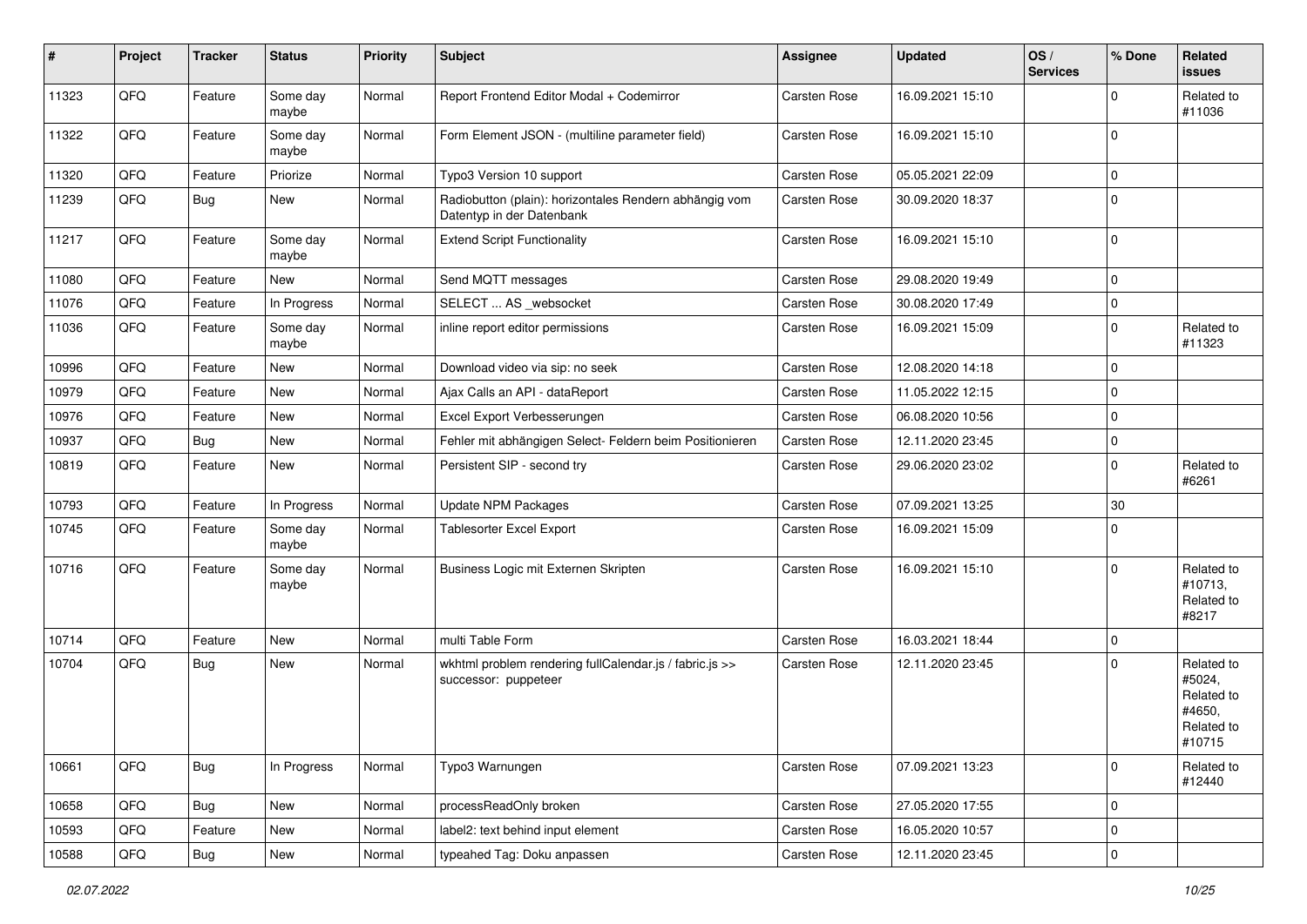| # | Project | Tracker | Status | Priority | Subject | Assignee | Updated | OS / Services | % Done | Related issues |
|---|---|---|---|---|---|---|---|---|---|---|
| 11323 | QFQ | Feature | Some day maybe | Normal | Report Frontend Editor Modal + Codemirror | Carsten Rose | 16.09.2021 15:10 | | 0 | Related to #11036 |
| 11322 | QFQ | Feature | Some day maybe | Normal | Form Element JSON - (multiline parameter field) | Carsten Rose | 16.09.2021 15:10 | | 0 | |
| 11320 | QFQ | Feature | Priorize | Normal | Typo3 Version 10 support | Carsten Rose | 05.05.2021 22:09 | | 0 | |
| 11239 | QFQ | Bug | New | Normal | Radiobutton (plain): horizontales Rendern abhängig vom Datentyp in der Datenbank | Carsten Rose | 30.09.2020 18:37 | | 0 | |
| 11217 | QFQ | Feature | Some day maybe | Normal | Extend Script Functionality | Carsten Rose | 16.09.2021 15:10 | | 0 | |
| 11080 | QFQ | Feature | New | Normal | Send MQTT messages | Carsten Rose | 29.08.2020 19:49 | | 0 | |
| 11076 | QFQ | Feature | In Progress | Normal | SELECT ... AS _websocket | Carsten Rose | 30.08.2020 17:49 | | 0 | |
| 11036 | QFQ | Feature | Some day maybe | Normal | inline report editor permissions | Carsten Rose | 16.09.2021 15:09 | | 0 | Related to #11323 |
| 10996 | QFQ | Feature | New | Normal | Download video via sip: no seek | Carsten Rose | 12.08.2020 14:18 | | 0 | |
| 10979 | QFQ | Feature | New | Normal | Ajax Calls an API - dataReport | Carsten Rose | 11.05.2022 12:15 | | 0 | |
| 10976 | QFQ | Feature | New | Normal | Excel Export Verbesserungen | Carsten Rose | 06.08.2020 10:56 | | 0 | |
| 10937 | QFQ | Bug | New | Normal | Fehler mit abhängigen Select- Feldern beim Positionieren | Carsten Rose | 12.11.2020 23:45 | | 0 | |
| 10819 | QFQ | Feature | New | Normal | Persistent SIP - second try | Carsten Rose | 29.06.2020 23:02 | | 0 | Related to #6261 |
| 10793 | QFQ | Feature | In Progress | Normal | Update NPM Packages | Carsten Rose | 07.09.2021 13:25 | | 30 | |
| 10745 | QFQ | Feature | Some day maybe | Normal | Tablesorter Excel Export | Carsten Rose | 16.09.2021 15:09 | | 0 | |
| 10716 | QFQ | Feature | Some day maybe | Normal | Business Logic mit Externen Skripten | Carsten Rose | 16.09.2021 15:10 | | 0 | Related to #10713, Related to #8217 |
| 10714 | QFQ | Feature | New | Normal | multi Table Form | Carsten Rose | 16.03.2021 18:44 | | 0 | |
| 10704 | QFQ | Bug | New | Normal | wkhtml problem rendering fullCalendar.js / fabric.js >> successor: puppeteer | Carsten Rose | 12.11.2020 23:45 | | 0 | Related to #5024, Related to #4650, Related to #10715 |
| 10661 | QFQ | Bug | In Progress | Normal | Typo3 Warnungen | Carsten Rose | 07.09.2021 13:23 | | 0 | Related to #12440 |
| 10658 | QFQ | Bug | New | Normal | processReadOnly broken | Carsten Rose | 27.05.2020 17:55 | | 0 | |
| 10593 | QFQ | Feature | New | Normal | label2: text behind input element | Carsten Rose | 16.05.2020 10:57 | | 0 | |
| 10588 | QFQ | Bug | New | Normal | typeahed Tag: Doku anpassen | Carsten Rose | 12.11.2020 23:45 | | 0 | |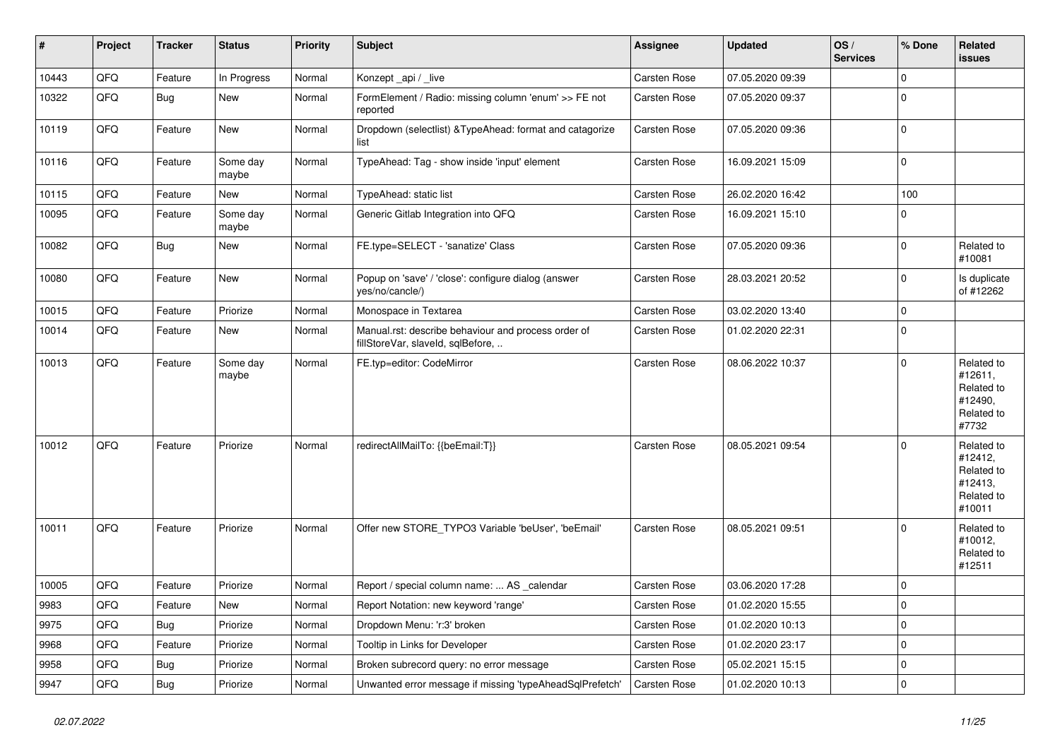| # | Project | Tracker | Status | Priority | Subject | Assignee | Updated | OS / Services | % Done | Related issues |
|---|---|---|---|---|---|---|---|---|---|---|
| 10443 | QFQ | Feature | In Progress | Normal | Konzept _api / _live | Carsten Rose | 07.05.2020 09:39 | | 0 | |
| 10322 | QFQ | Bug | New | Normal | FormElement / Radio: missing column 'enum' >> FE not reported | Carsten Rose | 07.05.2020 09:37 | | 0 | |
| 10119 | QFQ | Feature | New | Normal | Dropdown (selectlist) &TypeAhead: format and catagorize list | Carsten Rose | 07.05.2020 09:36 | | 0 | |
| 10116 | QFQ | Feature | Some day maybe | Normal | TypeAhead: Tag - show inside 'input' element | Carsten Rose | 16.09.2021 15:09 | | 0 | |
| 10115 | QFQ | Feature | New | Normal | TypeAhead: static list | Carsten Rose | 26.02.2020 16:42 | | 100 | |
| 10095 | QFQ | Feature | Some day maybe | Normal | Generic Gitlab Integration into QFQ | Carsten Rose | 16.09.2021 15:10 | | 0 | |
| 10082 | QFQ | Bug | New | Normal | FE.type=SELECT - 'sanatize' Class | Carsten Rose | 07.05.2020 09:36 | | 0 | Related to #10081 |
| 10080 | QFQ | Feature | New | Normal | Popup on 'save' / 'close': configure dialog (answer yes/no/cancle/) | Carsten Rose | 28.03.2021 20:52 | | 0 | Is duplicate of #12262 |
| 10015 | QFQ | Feature | Priorize | Normal | Monospace in Textarea | Carsten Rose | 03.02.2020 13:40 | | 0 | |
| 10014 | QFQ | Feature | New | Normal | Manual.rst: describe behaviour and process order of fillStoreVar, slaveId, sqlBefore, .. | Carsten Rose | 01.02.2020 22:31 | | 0 | |
| 10013 | QFQ | Feature | Some day maybe | Normal | FE.typ=editor: CodeMirror | Carsten Rose | 08.06.2022 10:37 | | 0 | Related to #12611, Related to #12490, Related to #7732 |
| 10012 | QFQ | Feature | Priorize | Normal | redirectAllMailTo: {{beEmail:T}} | Carsten Rose | 08.05.2021 09:54 | | 0 | Related to #12412, Related to #12413, Related to #10011 |
| 10011 | QFQ | Feature | Priorize | Normal | Offer new STORE_TYPO3 Variable 'beUser', 'beEmail' | Carsten Rose | 08.05.2021 09:51 | | 0 | Related to #10012, Related to #12511 |
| 10005 | QFQ | Feature | Priorize | Normal | Report / special column name: ... AS _calendar | Carsten Rose | 03.06.2020 17:28 | | 0 | |
| 9983 | QFQ | Feature | New | Normal | Report Notation: new keyword 'range' | Carsten Rose | 01.02.2020 15:55 | | 0 | |
| 9975 | QFQ | Bug | Priorize | Normal | Dropdown Menu: 'r:3' broken | Carsten Rose | 01.02.2020 10:13 | | 0 | |
| 9968 | QFQ | Feature | Priorize | Normal | Tooltip in Links for Developer | Carsten Rose | 01.02.2020 23:17 | | 0 | |
| 9958 | QFQ | Bug | Priorize | Normal | Broken subrecord query: no error message | Carsten Rose | 05.02.2021 15:15 | | 0 | |
| 9947 | QFQ | Bug | Priorize | Normal | Unwanted error message if missing 'typeAheadSqlPrefetch' | Carsten Rose | 01.02.2020 10:13 | | 0 | |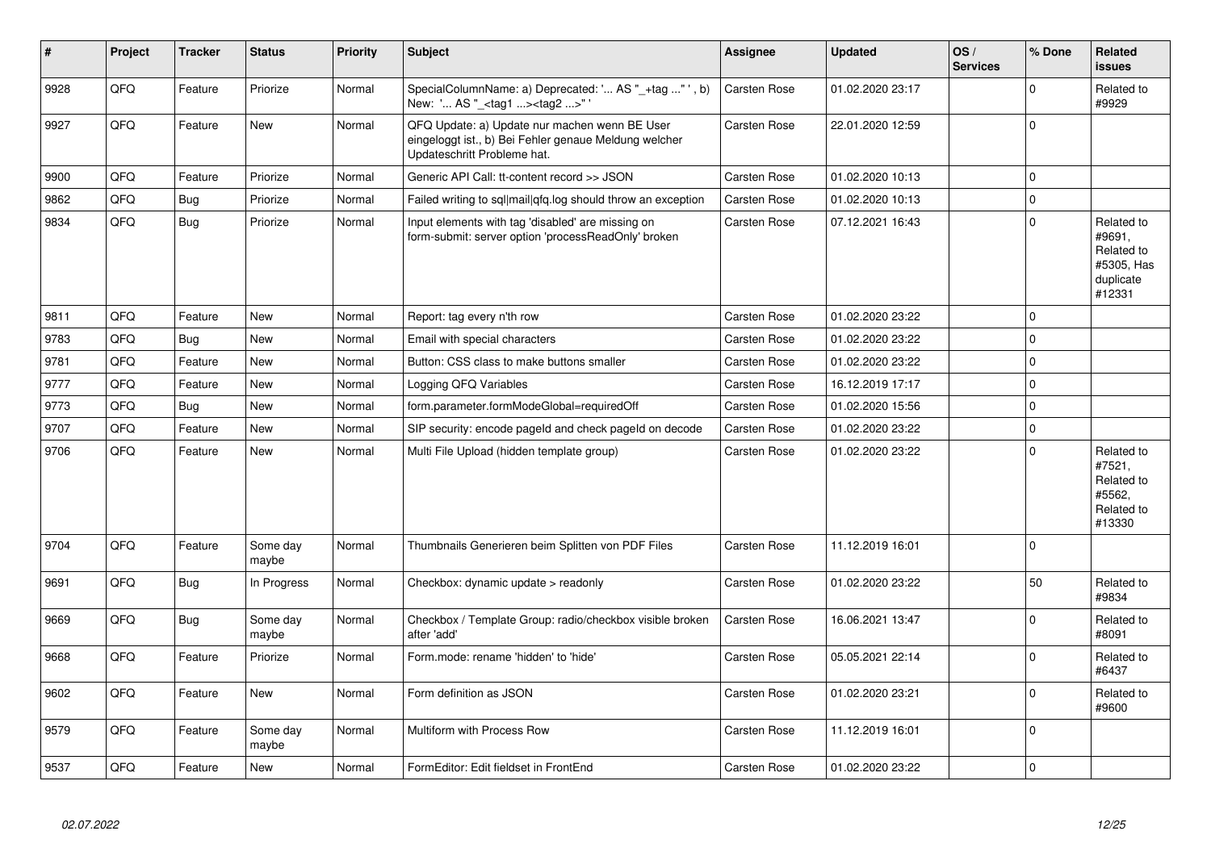| # | Project | Tracker | Status | Priority | Subject | Assignee | Updated | OS / Services | % Done | Related issues |
|---|---|---|---|---|---|---|---|---|---|---|
| 9928 | QFQ | Feature | Priorize | Normal | SpecialColumnName: a) Deprecated: '... AS "_+tag ..." ', b) New: '... AS "_<tag1 ...><tag2 ...>" ' | Carsten Rose | 01.02.2020 23:17 | | 0 | Related to #9929 |
| 9927 | QFQ | Feature | New | Normal | QFQ Update: a) Update nur machen wenn BE User eingeloggt ist., b) Bei Fehler genaue Meldung welcher Updateschritt Probleme hat. | Carsten Rose | 22.01.2020 12:59 | | 0 | |
| 9900 | QFQ | Feature | Priorize | Normal | Generic API Call: tt-content record >> JSON | Carsten Rose | 01.02.2020 10:13 | | 0 | |
| 9862 | QFQ | Bug | Priorize | Normal | Failed writing to sql\|mail\|qfq.log should throw an exception | Carsten Rose | 01.02.2020 10:13 | | 0 | |
| 9834 | QFQ | Bug | Priorize | Normal | Input elements with tag 'disabled' are missing on form-submit: server option 'processReadOnly' broken | Carsten Rose | 07.12.2021 16:43 | | 0 | Related to #9691, Related to #5305, Has duplicate #12331 |
| 9811 | QFQ | Feature | New | Normal | Report: tag every n'th row | Carsten Rose | 01.02.2020 23:22 | | 0 | |
| 9783 | QFQ | Bug | New | Normal | Email with special characters | Carsten Rose | 01.02.2020 23:22 | | 0 | |
| 9781 | QFQ | Feature | New | Normal | Button: CSS class to make buttons smaller | Carsten Rose | 01.02.2020 23:22 | | 0 | |
| 9777 | QFQ | Feature | New | Normal | Logging QFQ Variables | Carsten Rose | 16.12.2019 17:17 | | 0 | |
| 9773 | QFQ | Bug | New | Normal | form.parameter.formModeGlobal=requiredOff | Carsten Rose | 01.02.2020 15:56 | | 0 | |
| 9707 | QFQ | Feature | New | Normal | SIP security: encode pageId and check pageId on decode | Carsten Rose | 01.02.2020 23:22 | | 0 | |
| 9706 | QFQ | Feature | New | Normal | Multi File Upload (hidden template group) | Carsten Rose | 01.02.2020 23:22 | | 0 | Related to #7521, Related to #5562, Related to #13330 |
| 9704 | QFQ | Feature | Some day maybe | Normal | Thumbnails Generieren beim Splitten von PDF Files | Carsten Rose | 11.12.2019 16:01 | | 0 | |
| 9691 | QFQ | Bug | In Progress | Normal | Checkbox: dynamic update > readonly | Carsten Rose | 01.02.2020 23:22 | | 50 | Related to #9834 |
| 9669 | QFQ | Bug | Some day maybe | Normal | Checkbox / Template Group: radio/checkbox visible broken after 'add' | Carsten Rose | 16.06.2021 13:47 | | 0 | Related to #8091 |
| 9668 | QFQ | Feature | Priorize | Normal | Form.mode: rename 'hidden' to 'hide' | Carsten Rose | 05.05.2021 22:14 | | 0 | Related to #6437 |
| 9602 | QFQ | Feature | New | Normal | Form definition as JSON | Carsten Rose | 01.02.2020 23:21 | | 0 | Related to #9600 |
| 9579 | QFQ | Feature | Some day maybe | Normal | Multiform with Process Row | Carsten Rose | 11.12.2019 16:01 | | 0 | |
| 9537 | QFQ | Feature | New | Normal | FormEditor: Edit fieldset in FrontEnd | Carsten Rose | 01.02.2020 23:22 | | 0 | |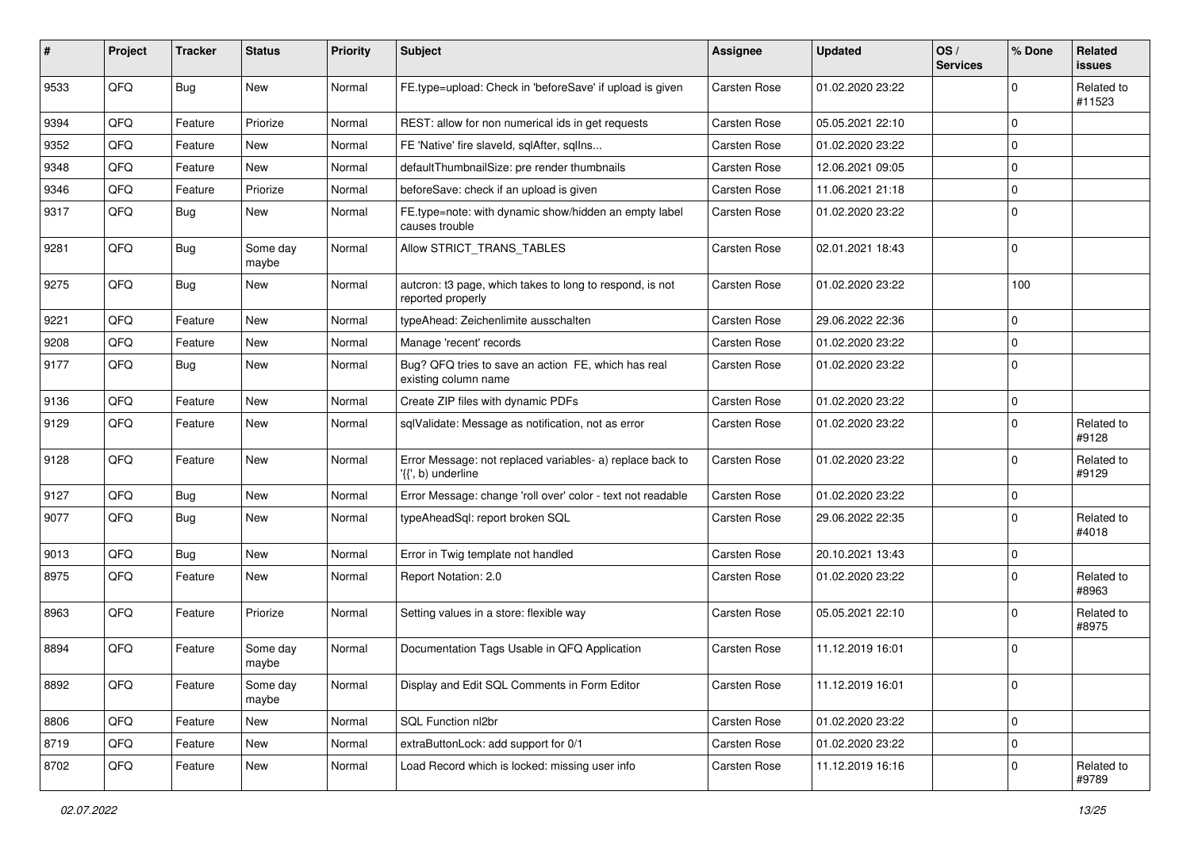| # | Project | Tracker | Status | Priority | Subject | Assignee | Updated | OS / Services | % Done | Related issues |
|---|---|---|---|---|---|---|---|---|---|---|
| 9533 | QFQ | Bug | New | Normal | FE.type=upload: Check in 'beforeSave' if upload is given | Carsten Rose | 01.02.2020 23:22 | | 0 | Related to #11523 |
| 9394 | QFQ | Feature | Priorize | Normal | REST: allow for non numerical ids in get requests | Carsten Rose | 05.05.2021 22:10 | | 0 | |
| 9352 | QFQ | Feature | New | Normal | FE 'Native' fire slaveId, sqlAfter, sqlIns... | Carsten Rose | 01.02.2020 23:22 | | 0 | |
| 9348 | QFQ | Feature | New | Normal | defaultThumbnailSize: pre render thumbnails | Carsten Rose | 12.06.2021 09:05 | | 0 | |
| 9346 | QFQ | Feature | Priorize | Normal | beforeSave: check if an upload is given | Carsten Rose | 11.06.2021 21:18 | | 0 | |
| 9317 | QFQ | Bug | New | Normal | FE.type=note: with dynamic show/hidden an empty label causes trouble | Carsten Rose | 01.02.2020 23:22 | | 0 | |
| 9281 | QFQ | Bug | Some day maybe | Normal | Allow STRICT_TRANS_TABLES | Carsten Rose | 02.01.2021 18:43 | | 0 | |
| 9275 | QFQ | Bug | New | Normal | autcron: t3 page, which takes to long to respond, is not reported properly | Carsten Rose | 01.02.2020 23:22 | | 100 | |
| 9221 | QFQ | Feature | New | Normal | typeAhead: Zeichenlimite ausschalten | Carsten Rose | 29.06.2022 22:36 | | 0 | |
| 9208 | QFQ | Feature | New | Normal | Manage 'recent' records | Carsten Rose | 01.02.2020 23:22 | | 0 | |
| 9177 | QFQ | Bug | New | Normal | Bug? QFQ tries to save an action FE, which has real existing column name | Carsten Rose | 01.02.2020 23:22 | | 0 | |
| 9136 | QFQ | Feature | New | Normal | Create ZIP files with dynamic PDFs | Carsten Rose | 01.02.2020 23:22 | | 0 | |
| 9129 | QFQ | Feature | New | Normal | sqlValidate: Message as notification, not as error | Carsten Rose | 01.02.2020 23:22 | | 0 | Related to #9128 |
| 9128 | QFQ | Feature | New | Normal | Error Message: not replaced variables- a) replace back to '{{', b) underline | Carsten Rose | 01.02.2020 23:22 | | 0 | Related to #9129 |
| 9127 | QFQ | Bug | New | Normal | Error Message: change 'roll over' color - text not readable | Carsten Rose | 01.02.2020 23:22 | | 0 | |
| 9077 | QFQ | Bug | New | Normal | typeAheadSql: report broken SQL | Carsten Rose | 29.06.2022 22:35 | | 0 | Related to #4018 |
| 9013 | QFQ | Bug | New | Normal | Error in Twig template not handled | Carsten Rose | 20.10.2021 13:43 | | 0 | |
| 8975 | QFQ | Feature | New | Normal | Report Notation: 2.0 | Carsten Rose | 01.02.2020 23:22 | | 0 | Related to #8963 |
| 8963 | QFQ | Feature | Priorize | Normal | Setting values in a store: flexible way | Carsten Rose | 05.05.2021 22:10 | | 0 | Related to #8975 |
| 8894 | QFQ | Feature | Some day maybe | Normal | Documentation Tags Usable in QFQ Application | Carsten Rose | 11.12.2019 16:01 | | 0 | |
| 8892 | QFQ | Feature | Some day maybe | Normal | Display and Edit SQL Comments in Form Editor | Carsten Rose | 11.12.2019 16:01 | | 0 | |
| 8806 | QFQ | Feature | New | Normal | SQL Function nl2br | Carsten Rose | 01.02.2020 23:22 | | 0 | |
| 8719 | QFQ | Feature | New | Normal | extraButtonLock: add support for 0/1 | Carsten Rose | 01.02.2020 23:22 | | 0 | |
| 8702 | QFQ | Feature | New | Normal | Load Record which is locked: missing user info | Carsten Rose | 11.12.2019 16:16 | | 0 | Related to #9789 |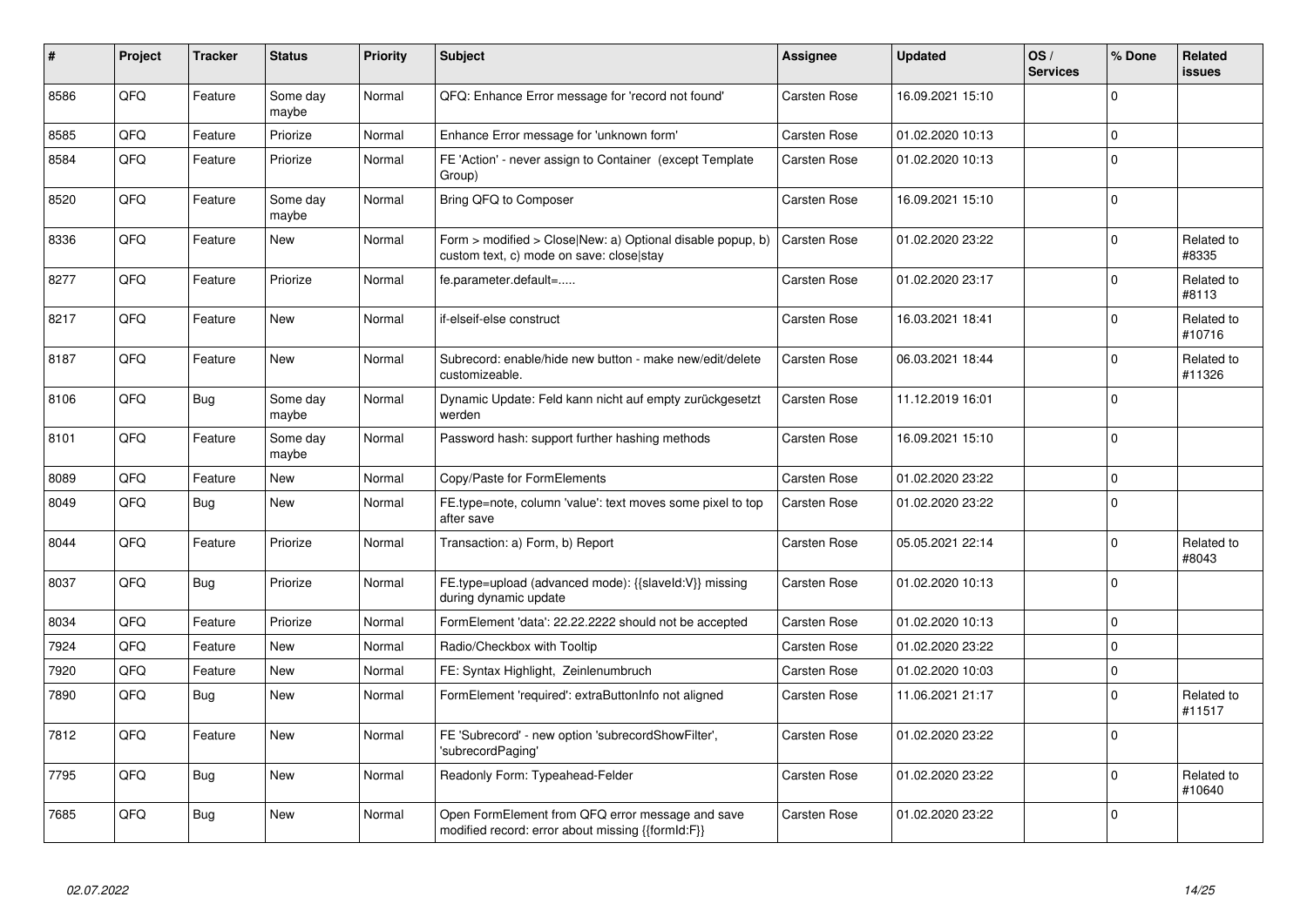| # | Project | Tracker | Status | Priority | Subject | Assignee | Updated | OS / Services | % Done | Related issues |
|---|---|---|---|---|---|---|---|---|---|---|
| 8586 | QFQ | Feature | Some day maybe | Normal | QFQ: Enhance Error message for 'record not found' | Carsten Rose | 16.09.2021 15:10 | | 0 | |
| 8585 | QFQ | Feature | Priorize | Normal | Enhance Error message for 'unknown form' | Carsten Rose | 01.02.2020 10:13 | | 0 | |
| 8584 | QFQ | Feature | Priorize | Normal | FE 'Action' - never assign to Container (except Template Group) | Carsten Rose | 01.02.2020 10:13 | | 0 | |
| 8520 | QFQ | Feature | Some day maybe | Normal | Bring QFQ to Composer | Carsten Rose | 16.09.2021 15:10 | | 0 | |
| 8336 | QFQ | Feature | New | Normal | Form > modified > Close\|New: a) Optional disable popup, b) custom text, c) mode on save: close\|stay | Carsten Rose | 01.02.2020 23:22 | | 0 | Related to #8335 |
| 8277 | QFQ | Feature | Priorize | Normal | fe.parameter.default=..... | Carsten Rose | 01.02.2020 23:17 | | 0 | Related to #8113 |
| 8217 | QFQ | Feature | New | Normal | if-elseif-else construct | Carsten Rose | 16.03.2021 18:41 | | 0 | Related to #10716 |
| 8187 | QFQ | Feature | New | Normal | Subrecord: enable/hide new button - make new/edit/delete customizeable. | Carsten Rose | 06.03.2021 18:44 | | 0 | Related to #11326 |
| 8106 | QFQ | Bug | Some day maybe | Normal | Dynamic Update: Feld kann nicht auf empty zurückgesetzt werden | Carsten Rose | 11.12.2019 16:01 | | 0 | |
| 8101 | QFQ | Feature | Some day maybe | Normal | Password hash: support further hashing methods | Carsten Rose | 16.09.2021 15:10 | | 0 | |
| 8089 | QFQ | Feature | New | Normal | Copy/Paste for FormElements | Carsten Rose | 01.02.2020 23:22 | | 0 | |
| 8049 | QFQ | Bug | New | Normal | FE.type=note, column 'value': text moves some pixel to top after save | Carsten Rose | 01.02.2020 23:22 | | 0 | |
| 8044 | QFQ | Feature | Priorize | Normal | Transaction: a) Form, b) Report | Carsten Rose | 05.05.2021 22:14 | | 0 | Related to #8043 |
| 8037 | QFQ | Bug | Priorize | Normal | FE.type=upload (advanced mode): {{slaveId:V}} missing during dynamic update | Carsten Rose | 01.02.2020 10:13 | | 0 | |
| 8034 | QFQ | Feature | Priorize | Normal | FormElement 'data': 22.22.2222 should not be accepted | Carsten Rose | 01.02.2020 10:13 | | 0 | |
| 7924 | QFQ | Feature | New | Normal | Radio/Checkbox with Tooltip | Carsten Rose | 01.02.2020 23:22 | | 0 | |
| 7920 | QFQ | Feature | New | Normal | FE: Syntax Highlight, Zeilenumbruch | Carsten Rose | 01.02.2020 10:03 | | 0 | |
| 7890 | QFQ | Bug | New | Normal | FormElement 'required': extraButtonInfo not aligned | Carsten Rose | 11.06.2021 21:17 | | 0 | Related to #11517 |
| 7812 | QFQ | Feature | New | Normal | FE 'Subrecord' - new option 'subrecordShowFilter', 'subrecordPaging' | Carsten Rose | 01.02.2020 23:22 | | 0 | |
| 7795 | QFQ | Bug | New | Normal | Readonly Form: Typeahead-Felder | Carsten Rose | 01.02.2020 23:22 | | 0 | Related to #10640 |
| 7685 | QFQ | Bug | New | Normal | Open FormElement from QFQ error message and save modified record: error about missing {{formId:F}} | Carsten Rose | 01.02.2020 23:22 | | 0 | |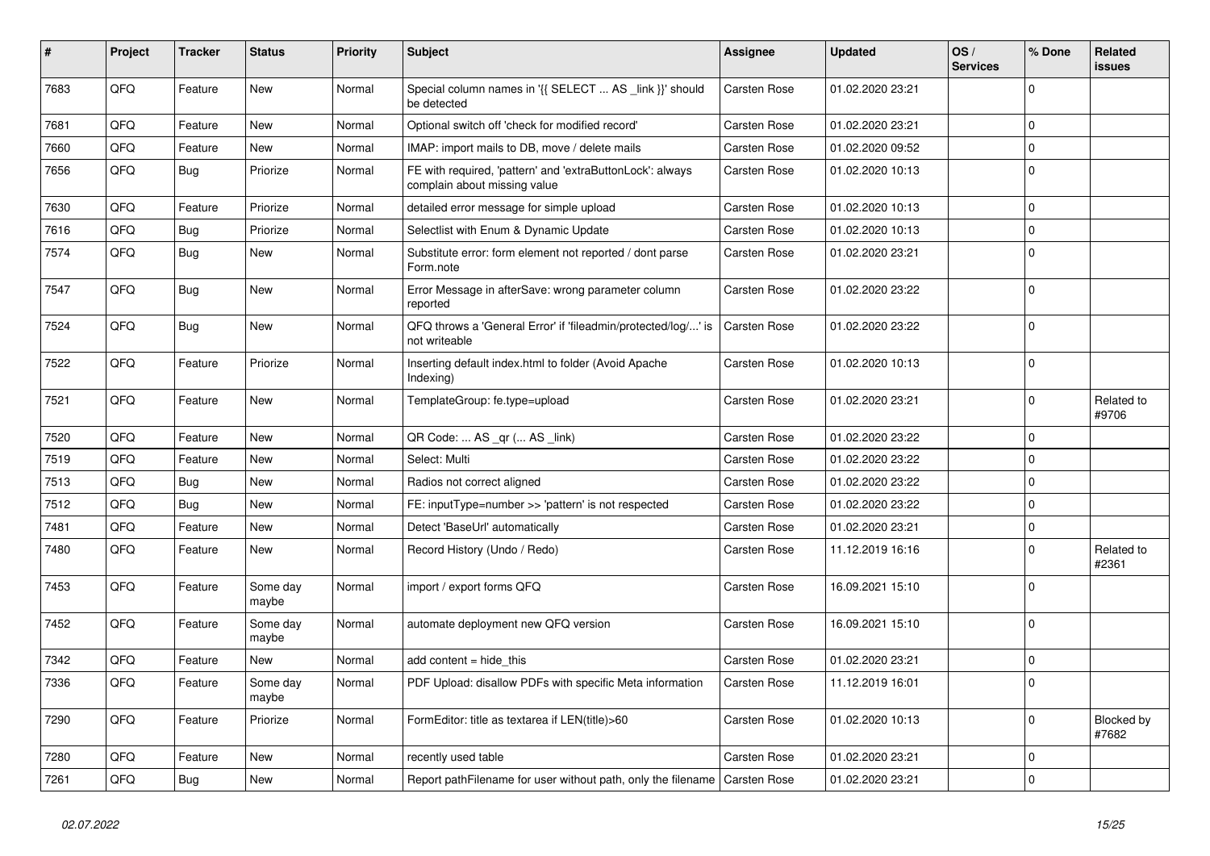| # | Project | Tracker | Status | Priority | Subject | Assignee | Updated | OS / Services | % Done | Related issues |
|---|---|---|---|---|---|---|---|---|---|---|
| 7683 | QFQ | Feature | New | Normal | Special column names in '{{ SELECT ... AS _link }}' should be detected | Carsten Rose | 01.02.2020 23:21 | | 0 | |
| 7681 | QFQ | Feature | New | Normal | Optional switch off 'check for modified record' | Carsten Rose | 01.02.2020 23:21 | | 0 | |
| 7660 | QFQ | Feature | New | Normal | IMAP: import mails to DB, move / delete mails | Carsten Rose | 01.02.2020 09:52 | | 0 | |
| 7656 | QFQ | Bug | Priorize | Normal | FE with required, 'pattern' and 'extraButtonLock': always complain about missing value | Carsten Rose | 01.02.2020 10:13 | | 0 | |
| 7630 | QFQ | Feature | Priorize | Normal | detailed error message for simple upload | Carsten Rose | 01.02.2020 10:13 | | 0 | |
| 7616 | QFQ | Bug | Priorize | Normal | Selectlist with Enum & Dynamic Update | Carsten Rose | 01.02.2020 10:13 | | 0 | |
| 7574 | QFQ | Bug | New | Normal | Substitute error: form element not reported / dont parse Form.note | Carsten Rose | 01.02.2020 23:21 | | 0 | |
| 7547 | QFQ | Bug | New | Normal | Error Message in afterSave: wrong parameter column reported | Carsten Rose | 01.02.2020 23:22 | | 0 | |
| 7524 | QFQ | Bug | New | Normal | QFQ throws a 'General Error' if 'fileadmin/protected/log/...' is not writeable | Carsten Rose | 01.02.2020 23:22 | | 0 | |
| 7522 | QFQ | Feature | Priorize | Normal | Inserting default index.html to folder (Avoid Apache Indexing) | Carsten Rose | 01.02.2020 10:13 | | 0 | |
| 7521 | QFQ | Feature | New | Normal | TemplateGroup: fe.type=upload | Carsten Rose | 01.02.2020 23:21 | | 0 | Related to #9706 |
| 7520 | QFQ | Feature | New | Normal | QR Code: ... AS _qr (... AS _link) | Carsten Rose | 01.02.2020 23:22 | | 0 | |
| 7519 | QFQ | Feature | New | Normal | Select: Multi | Carsten Rose | 01.02.2020 23:22 | | 0 | |
| 7513 | QFQ | Bug | New | Normal | Radios not correct aligned | Carsten Rose | 01.02.2020 23:22 | | 0 | |
| 7512 | QFQ | Bug | New | Normal | FE: inputType=number >> 'pattern' is not respected | Carsten Rose | 01.02.2020 23:22 | | 0 | |
| 7481 | QFQ | Feature | New | Normal | Detect 'BaseUrl' automatically | Carsten Rose | 01.02.2020 23:21 | | 0 | |
| 7480 | QFQ | Feature | New | Normal | Record History (Undo / Redo) | Carsten Rose | 11.12.2019 16:16 | | 0 | Related to #2361 |
| 7453 | QFQ | Feature | Some day maybe | Normal | import / export forms QFQ | Carsten Rose | 16.09.2021 15:10 | | 0 | |
| 7452 | QFQ | Feature | Some day maybe | Normal | automate deployment new QFQ version | Carsten Rose | 16.09.2021 15:10 | | 0 | |
| 7342 | QFQ | Feature | New | Normal | add content = hide_this | Carsten Rose | 01.02.2020 23:21 | | 0 | |
| 7336 | QFQ | Feature | Some day maybe | Normal | PDF Upload: disallow PDFs with specific Meta information | Carsten Rose | 11.12.2019 16:01 | | 0 | |
| 7290 | QFQ | Feature | Priorize | Normal | FormEditor: title as textarea if LEN(title)>60 | Carsten Rose | 01.02.2020 10:13 | | 0 | Blocked by #7682 |
| 7280 | QFQ | Feature | New | Normal | recently used table | Carsten Rose | 01.02.2020 23:21 | | 0 | |
| 7261 | QFQ | Bug | New | Normal | Report pathFilename for user without path, only the filename | Carsten Rose | 01.02.2020 23:21 | | 0 | |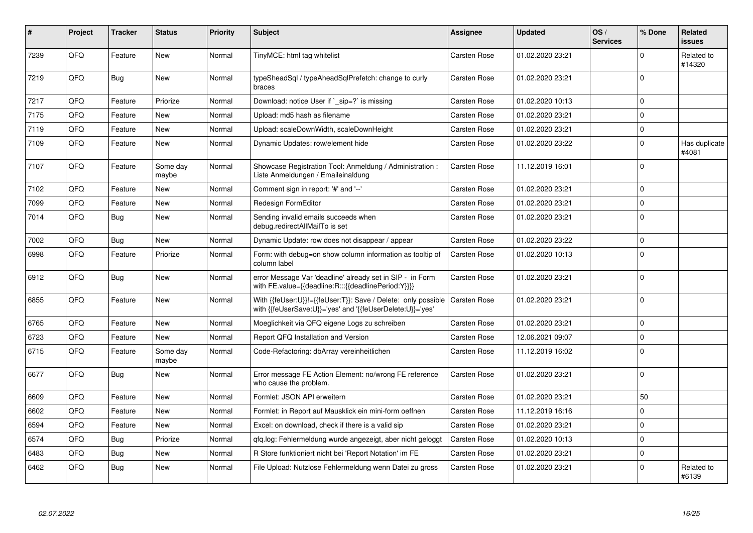| # | Project | Tracker | Status | Priority | Subject | Assignee | Updated | OS / Services | % Done | Related issues |
|---|---|---|---|---|---|---|---|---|---|---|
| 7239 | QFQ | Feature | New | Normal | TinyMCE: html tag whitelist | Carsten Rose | 01.02.2020 23:21 | | 0 | Related to #14320 |
| 7219 | QFQ | Bug | New | Normal | typeSheadSql / typeAheadSqlPrefetch: change to curly braces | Carsten Rose | 01.02.2020 23:21 | | 0 | |
| 7217 | QFQ | Feature | Priorize | Normal | Download: notice User if `_sip=?` is missing | Carsten Rose | 01.02.2020 10:13 | | 0 | |
| 7175 | QFQ | Feature | New | Normal | Upload: md5 hash as filename | Carsten Rose | 01.02.2020 23:21 | | 0 | |
| 7119 | QFQ | Feature | New | Normal | Upload: scaleDownWidth, scaleDownHeight | Carsten Rose | 01.02.2020 23:21 | | 0 | |
| 7109 | QFQ | Feature | New | Normal | Dynamic Updates: row/element hide | Carsten Rose | 01.02.2020 23:22 | | 0 | Has duplicate #4081 |
| 7107 | QFQ | Feature | Some day maybe | Normal | Showcase Registration Tool: Anmeldung / Administration : Liste Anmeldungen / Emaileinaldung | Carsten Rose | 11.12.2019 16:01 | | 0 | |
| 7102 | QFQ | Feature | New | Normal | Comment sign in report: '#' and '--' | Carsten Rose | 01.02.2020 23:21 | | 0 | |
| 7099 | QFQ | Feature | New | Normal | Redesign FormEditor | Carsten Rose | 01.02.2020 23:21 | | 0 | |
| 7014 | QFQ | Bug | New | Normal | Sending invalid emails succeeds when debug.redirectAllMailTo is set | Carsten Rose | 01.02.2020 23:21 | | 0 | |
| 7002 | QFQ | Bug | New | Normal | Dynamic Update: row does not disappear / appear | Carsten Rose | 01.02.2020 23:22 | | 0 | |
| 6998 | QFQ | Feature | Priorize | Normal | Form: with debug=on show column information as tooltip of column label | Carsten Rose | 01.02.2020 10:13 | | 0 | |
| 6912 | QFQ | Bug | New | Normal | error Message Var 'deadline' already set in SIP - in Form with FE.value={{deadline:R:::{{deadlinePeriod:Y}}}} | Carsten Rose | 01.02.2020 23:21 | | 0 | |
| 6855 | QFQ | Feature | New | Normal | With {{feUser:U}}!={{feUser:T}}: Save / Delete: only possible with {{feUserSave:U}}='yes' and '{{feUserDelete:U}}='yes' | Carsten Rose | 01.02.2020 23:21 | | 0 | |
| 6765 | QFQ | Feature | New | Normal | Moeglichkeit via QFQ eigene Logs zu schreiben | Carsten Rose | 01.02.2020 23:21 | | 0 | |
| 6723 | QFQ | Feature | New | Normal | Report QFQ Installation and Version | Carsten Rose | 12.06.2021 09:07 | | 0 | |
| 6715 | QFQ | Feature | Some day maybe | Normal | Code-Refactoring: dbArray vereinheitlichen | Carsten Rose | 11.12.2019 16:02 | | 0 | |
| 6677 | QFQ | Bug | New | Normal | Error message FE Action Element: no/wrong FE reference who cause the problem. | Carsten Rose | 01.02.2020 23:21 | | 0 | |
| 6609 | QFQ | Feature | New | Normal | Formlet: JSON API erweitern | Carsten Rose | 01.02.2020 23:21 | | 50 | |
| 6602 | QFQ | Feature | New | Normal | Formlet: in Report auf Mausklick ein mini-form oeffnen | Carsten Rose | 11.12.2019 16:16 | | 0 | |
| 6594 | QFQ | Feature | New | Normal | Excel: on download, check if there is a valid sip | Carsten Rose | 01.02.2020 23:21 | | 0 | |
| 6574 | QFQ | Bug | Priorize | Normal | qfq.log: Fehlermeldung wurde angezeigt, aber nicht geloggt | Carsten Rose | 01.02.2020 10:13 | | 0 | |
| 6483 | QFQ | Bug | New | Normal | R Store funktioniert nicht bei 'Report Notation' im FE | Carsten Rose | 01.02.2020 23:21 | | 0 | |
| 6462 | QFQ | Bug | New | Normal | File Upload: Nutzlose Fehlermeldung wenn Datei zu gross | Carsten Rose | 01.02.2020 23:21 | | 0 | Related to #6139 |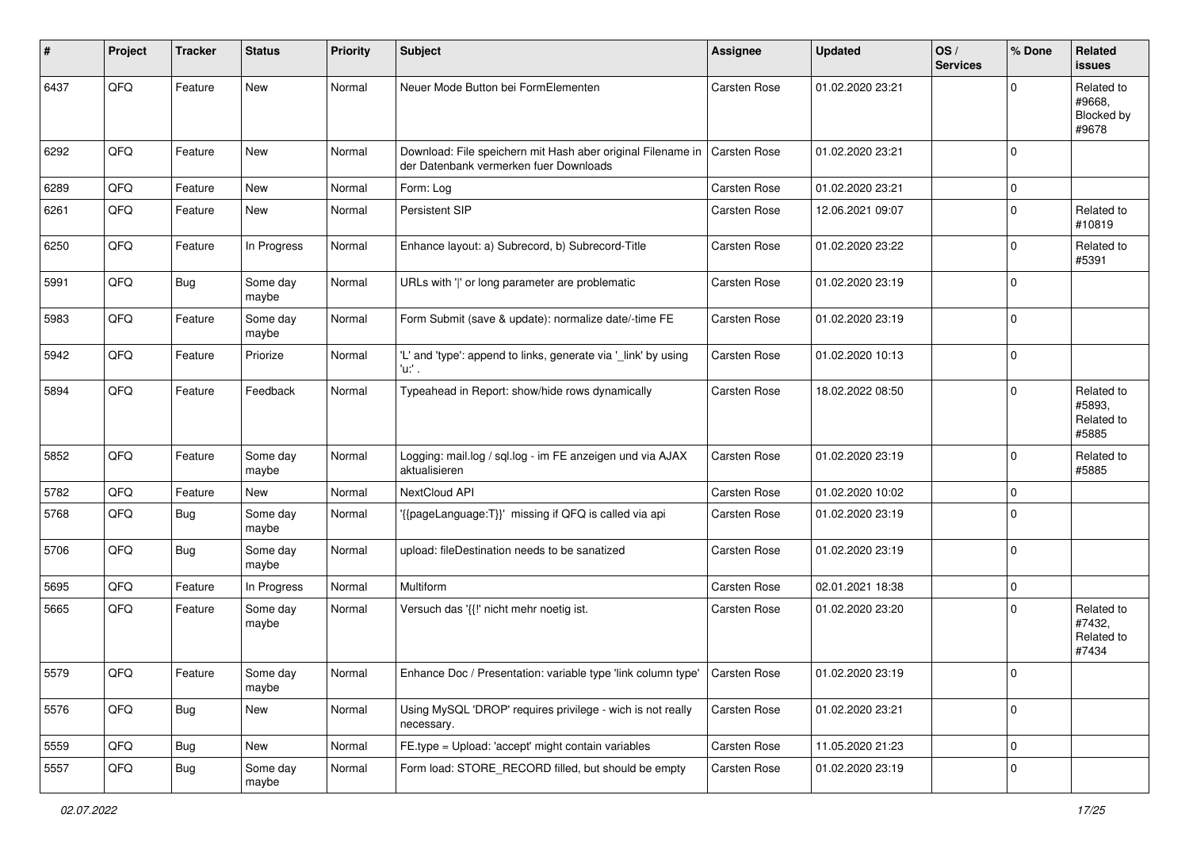| # | Project | Tracker | Status | Priority | Subject | Assignee | Updated | OS / Services | % Done | Related issues |
|---|---|---|---|---|---|---|---|---|---|---|
| 6437 | QFQ | Feature | New | Normal | Neuer Mode Button bei FormElementen | Carsten Rose | 01.02.2020 23:21 | | 0 | Related to #9668, Blocked by #9678 |
| 6292 | QFQ | Feature | New | Normal | Download: File speichern mit Hash aber original Filename in der Datenbank vermerken fuer Downloads | Carsten Rose | 01.02.2020 23:21 | | 0 | |
| 6289 | QFQ | Feature | New | Normal | Form: Log | Carsten Rose | 01.02.2020 23:21 | | 0 | |
| 6261 | QFQ | Feature | New | Normal | Persistent SIP | Carsten Rose | 12.06.2021 09:07 | | 0 | Related to #10819 |
| 6250 | QFQ | Feature | In Progress | Normal | Enhance layout: a) Subrecord, b) Subrecord-Title | Carsten Rose | 01.02.2020 23:22 | | 0 | Related to #5391 |
| 5991 | QFQ | Bug | Some day maybe | Normal | URLs with '\|' or long parameter are problematic | Carsten Rose | 01.02.2020 23:19 | | 0 | |
| 5983 | QFQ | Feature | Some day maybe | Normal | Form Submit (save & update): normalize date/-time FE | Carsten Rose | 01.02.2020 23:19 | | 0 | |
| 5942 | QFQ | Feature | Priorize | Normal | 'L' and 'type': append to links, generate via '_link' by using 'u:' . | Carsten Rose | 01.02.2020 10:13 | | 0 | |
| 5894 | QFQ | Feature | Feedback | Normal | Typeahead in Report: show/hide rows dynamically | Carsten Rose | 18.02.2022 08:50 | | 0 | Related to #5893, Related to #5885 |
| 5852 | QFQ | Feature | Some day maybe | Normal | Logging: mail.log / sql.log - im FE anzeigen und via AJAX aktualisieren | Carsten Rose | 01.02.2020 23:19 | | 0 | Related to #5885 |
| 5782 | QFQ | Feature | New | Normal | NextCloud API | Carsten Rose | 01.02.2020 10:02 | | 0 | |
| 5768 | QFQ | Bug | Some day maybe | Normal | '{{pageLanguage:T}}' missing if QFQ is called via api | Carsten Rose | 01.02.2020 23:19 | | 0 | |
| 5706 | QFQ | Bug | Some day maybe | Normal | upload: fileDestination needs to be sanatized | Carsten Rose | 01.02.2020 23:19 | | 0 | |
| 5695 | QFQ | Feature | In Progress | Normal | Multiform | Carsten Rose | 02.01.2021 18:38 | | 0 | |
| 5665 | QFQ | Feature | Some day maybe | Normal | Versuch das '{{!' nicht mehr noetig ist. | Carsten Rose | 01.02.2020 23:20 | | 0 | Related to #7432, Related to #7434 |
| 5579 | QFQ | Feature | Some day maybe | Normal | Enhance Doc / Presentation: variable type 'link column type' | Carsten Rose | 01.02.2020 23:19 | | 0 | |
| 5576 | QFQ | Bug | New | Normal | Using MySQL 'DROP' requires privilege - wich is not really necessary. | Carsten Rose | 01.02.2020 23:21 | | 0 | |
| 5559 | QFQ | Bug | New | Normal | FE.type = Upload: 'accept' might contain variables | Carsten Rose | 11.05.2020 21:23 | | 0 | |
| 5557 | QFQ | Bug | Some day maybe | Normal | Form load: STORE_RECORD filled, but should be empty | Carsten Rose | 01.02.2020 23:19 | | 0 | |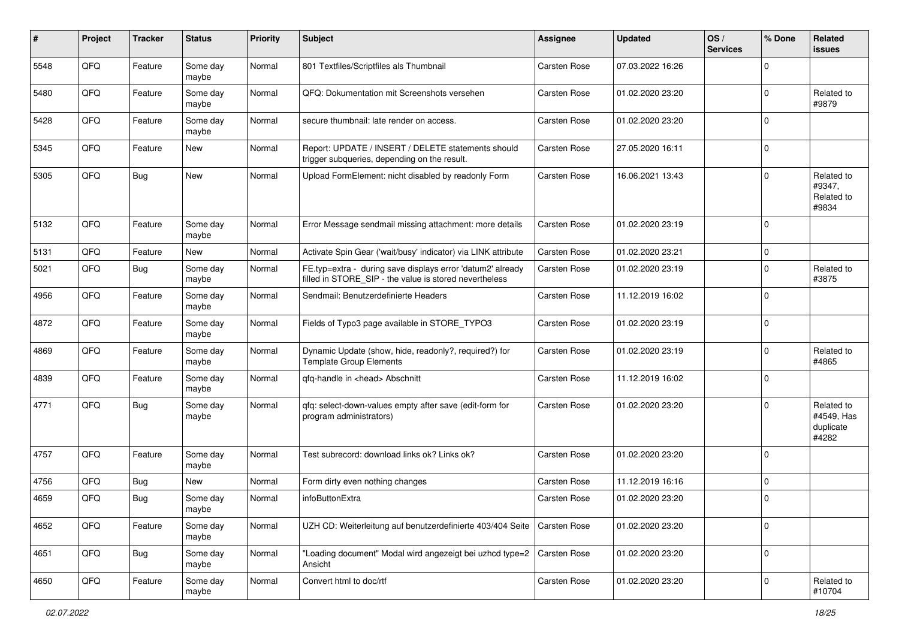| # | Project | Tracker | Status | Priority | Subject | Assignee | Updated | OS / Services | % Done | Related issues |
|---|---|---|---|---|---|---|---|---|---|---|
| 5548 | QFQ | Feature | Some day maybe | Normal | 801 Textfiles/Scriptfiles als Thumbnail | Carsten Rose | 07.03.2022 16:26 | | 0 | |
| 5480 | QFQ | Feature | Some day maybe | Normal | QFQ: Dokumentation mit Screenshots versehen | Carsten Rose | 01.02.2020 23:20 | | 0 | Related to #9879 |
| 5428 | QFQ | Feature | Some day maybe | Normal | secure thumbnail: late render on access. | Carsten Rose | 01.02.2020 23:20 | | 0 | |
| 5345 | QFQ | Feature | New | Normal | Report: UPDATE / INSERT / DELETE statements should trigger subqueries, depending on the result. | Carsten Rose | 27.05.2020 16:11 | | 0 | |
| 5305 | QFQ | Bug | New | Normal | Upload FormElement: nicht disabled by readonly Form | Carsten Rose | 16.06.2021 13:43 | | 0 | Related to #9347, Related to #9834 |
| 5132 | QFQ | Feature | Some day maybe | Normal | Error Message sendmail missing attachment: more details | Carsten Rose | 01.02.2020 23:19 | | 0 | |
| 5131 | QFQ | Feature | New | Normal | Activate Spin Gear ('wait/busy' indicator) via LINK attribute | Carsten Rose | 01.02.2020 23:21 | | 0 | |
| 5021 | QFQ | Bug | Some day maybe | Normal | FE.typ=extra - during save displays error 'datum2' already filled in STORE_SIP - the value is stored nevertheless | Carsten Rose | 01.02.2020 23:19 | | 0 | Related to #3875 |
| 4956 | QFQ | Feature | Some day maybe | Normal | Sendmail: Benutzerdefinierte Headers | Carsten Rose | 11.12.2019 16:02 | | 0 | |
| 4872 | QFQ | Feature | Some day maybe | Normal | Fields of Typo3 page available in STORE_TYPO3 | Carsten Rose | 01.02.2020 23:19 | | 0 | |
| 4869 | QFQ | Feature | Some day maybe | Normal | Dynamic Update (show, hide, readonly?, required?) for Template Group Elements | Carsten Rose | 01.02.2020 23:19 | | 0 | Related to #4865 |
| 4839 | QFQ | Feature | Some day maybe | Normal | qfq-handle in <head> Abschnitt | Carsten Rose | 11.12.2019 16:02 | | 0 | |
| 4771 | QFQ | Bug | Some day maybe | Normal | qfq: select-down-values empty after save (edit-form for program administrators) | Carsten Rose | 01.02.2020 23:20 | | 0 | Related to #4549, Has duplicate #4282 |
| 4757 | QFQ | Feature | Some day maybe | Normal | Test subrecord: download links ok? Links ok? | Carsten Rose | 01.02.2020 23:20 | | 0 | |
| 4756 | QFQ | Bug | New | Normal | Form dirty even nothing changes | Carsten Rose | 11.12.2019 16:16 | | 0 | |
| 4659 | QFQ | Bug | Some day maybe | Normal | infoButtonExtra | Carsten Rose | 01.02.2020 23:20 | | 0 | |
| 4652 | QFQ | Feature | Some day maybe | Normal | UZH CD: Weiterleitung auf benutzerdefinierte 403/404 Seite | Carsten Rose | 01.02.2020 23:20 | | 0 | |
| 4651 | QFQ | Bug | Some day maybe | Normal | "Loading document" Modal wird angezeigt bei uzhcd type=2 Ansicht | Carsten Rose | 01.02.2020 23:20 | | 0 | |
| 4650 | QFQ | Feature | Some day maybe | Normal | Convert html to doc/rtf | Carsten Rose | 01.02.2020 23:20 | | 0 | Related to #10704 |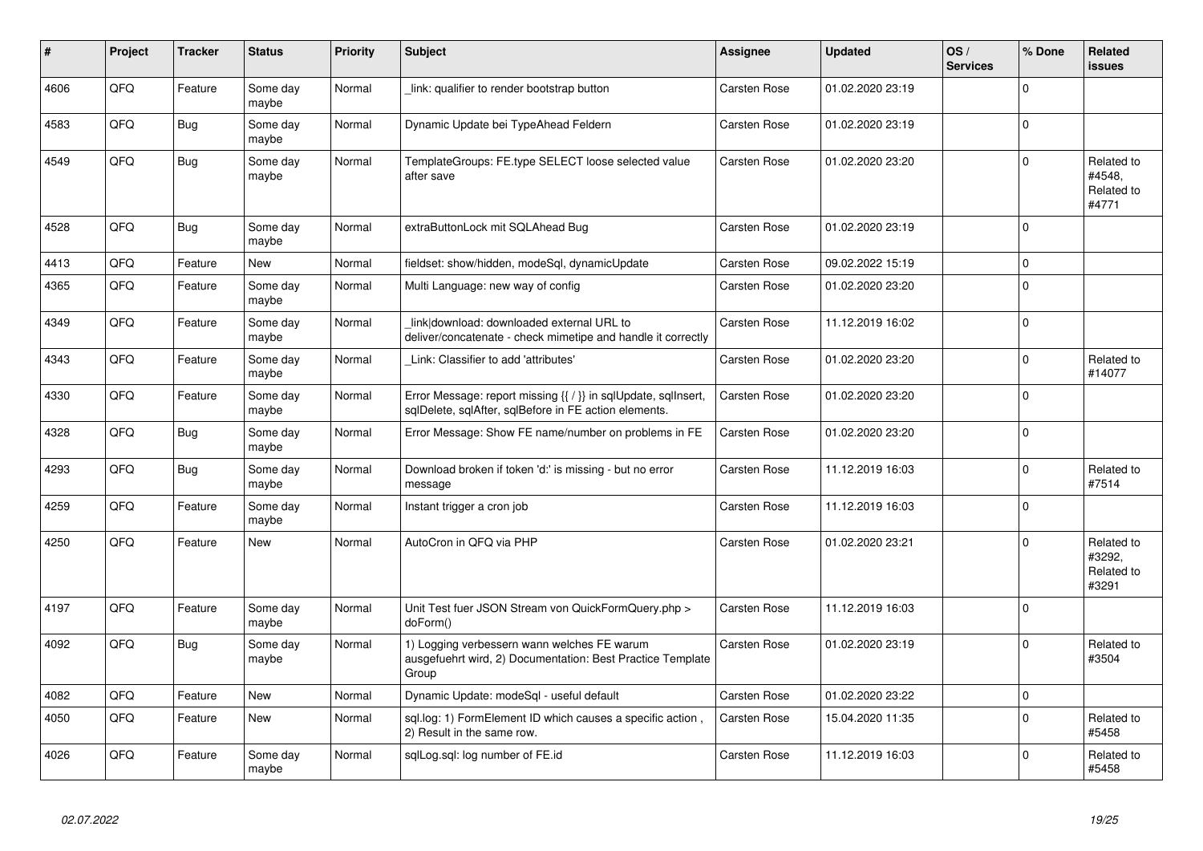| # | Project | Tracker | Status | Priority | Subject | Assignee | Updated | OS / Services | % Done | Related issues |
|---|---|---|---|---|---|---|---|---|---|---|
| 4606 | QFO | Feature | Some day maybe | Normal | _link: qualifier to render bootstrap button | Carsten Rose | 01.02.2020 23:19 | | 0 | |
| 4583 | QFO | Bug | Some day maybe | Normal | Dynamic Update bei TypeAhead Feldern | Carsten Rose | 01.02.2020 23:19 | | 0 | |
| 4549 | QFO | Bug | Some day maybe | Normal | TemplateGroups: FE.type SELECT loose selected value after save | Carsten Rose | 01.02.2020 23:20 | | 0 | Related to #4548, Related to #4771 |
| 4528 | QFO | Bug | Some day maybe | Normal | extraButtonLock mit SQLAhead Bug | Carsten Rose | 01.02.2020 23:19 | | 0 | |
| 4413 | QFO | Feature | New | Normal | fieldset: show/hidden, modeSql, dynamicUpdate | Carsten Rose | 09.02.2022 15:19 | | 0 | |
| 4365 | QFO | Feature | Some day maybe | Normal | Multi Language: new way of config | Carsten Rose | 01.02.2020 23:20 | | 0 | |
| 4349 | QFO | Feature | Some day maybe | Normal | link\|download: downloaded external URL to deliver/concatenate - check mimetipe and handle it correctly | Carsten Rose | 11.12.2019 16:02 | | 0 | |
| 4343 | QFO | Feature | Some day maybe | Normal | _Link: Classifier to add 'attributes' | Carsten Rose | 01.02.2020 23:20 | | 0 | Related to #14077 |
| 4330 | QFO | Feature | Some day maybe | Normal | Error Message: report missing {{ / }} in sqlUpdate, sqlInsert, sqlDelete, sqlAfter, sqlBefore in FE action elements. | Carsten Rose | 01.02.2020 23:20 | | 0 | |
| 4328 | QFO | Bug | Some day maybe | Normal | Error Message: Show FE name/number on problems in FE | Carsten Rose | 01.02.2020 23:20 | | 0 | |
| 4293 | QFO | Bug | Some day maybe | Normal | Download broken if token 'd:' is missing - but no error message | Carsten Rose | 11.12.2019 16:03 | | 0 | Related to #7514 |
| 4259 | QFO | Feature | Some day maybe | Normal | Instant trigger a cron job | Carsten Rose | 11.12.2019 16:03 | | 0 | |
| 4250 | QFO | Feature | New | Normal | AutoCron in QFQ via PHP | Carsten Rose | 01.02.2020 23:21 | | 0 | Related to #3292, Related to #3291 |
| 4197 | QFO | Feature | Some day maybe | Normal | Unit Test fuer JSON Stream von QuickFormQuery.php > doForm() | Carsten Rose | 11.12.2019 16:03 | | 0 | |
| 4092 | QFO | Bug | Some day maybe | Normal | 1) Logging verbessern wann welches FE warum ausgefuehrt wird, 2) Documentation: Best Practice Template Group | Carsten Rose | 01.02.2020 23:19 | | 0 | Related to #3504 |
| 4082 | QFO | Feature | New | Normal | Dynamic Update: modeSql - useful default | Carsten Rose | 01.02.2020 23:22 | | 0 | |
| 4050 | QFO | Feature | New | Normal | sql.log: 1) FormElement ID which causes a specific action , 2) Result in the same row. | Carsten Rose | 15.04.2020 11:35 | | 0 | Related to #5458 |
| 4026 | QFO | Feature | Some day maybe | Normal | sqlLog.sql: log number of FE.id | Carsten Rose | 11.12.2019 16:03 | | 0 | Related to #5458 |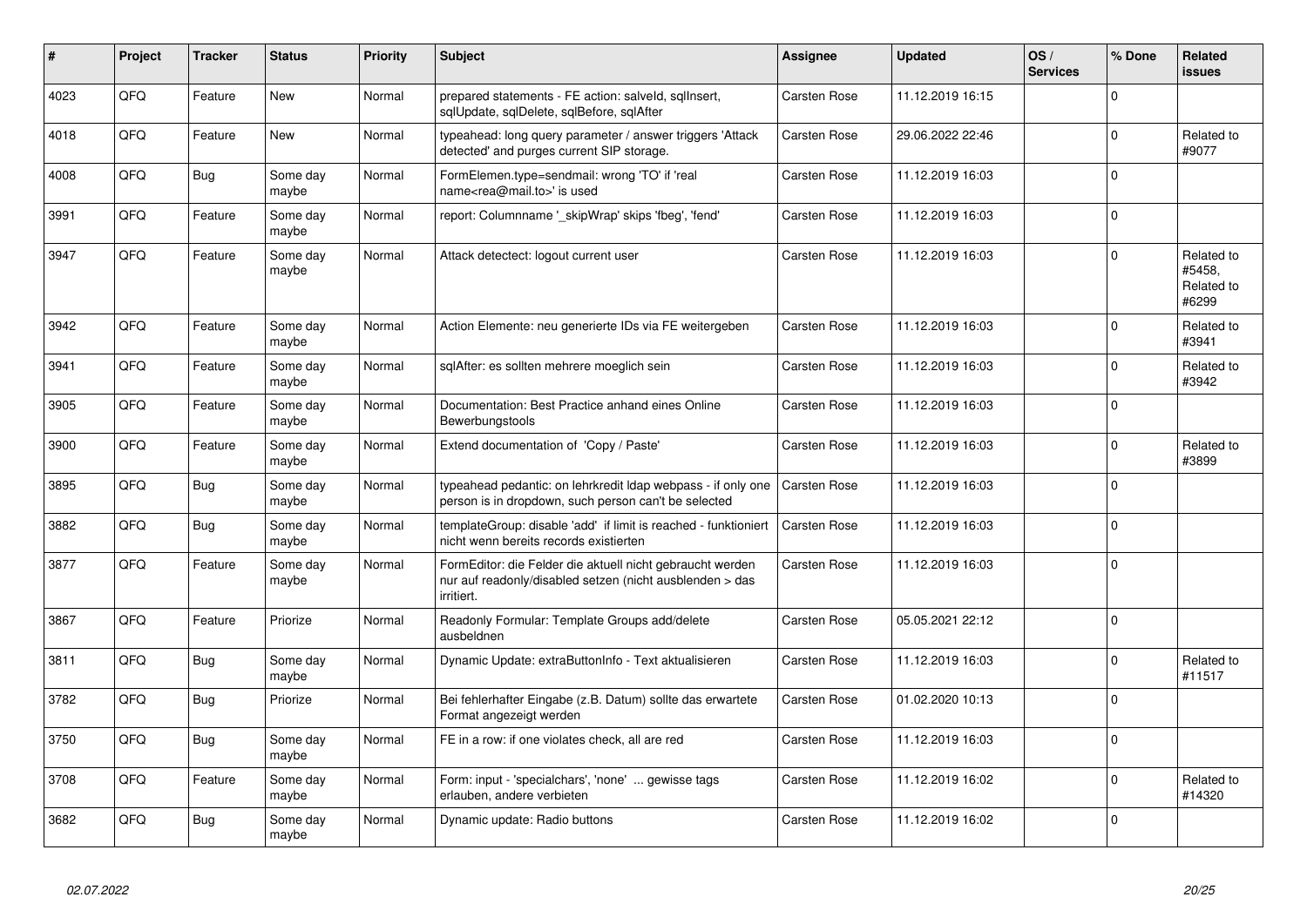| # | Project | Tracker | Status | Priority | Subject | Assignee | Updated | OS / Services | % Done | Related issues |
|---|---|---|---|---|---|---|---|---|---|---|
| 4023 | QFQ | Feature | New | Normal | prepared statements - FE action: salveId, sqlInsert, sqlUpdate, sqlDelete, sqlBefore, sqlAfter | Carsten Rose | 11.12.2019 16:15 | | 0 | |
| 4018 | QFQ | Feature | New | Normal | typeahead: long query parameter / answer triggers 'Attack detected' and purges current SIP storage. | Carsten Rose | 29.06.2022 22:46 | | 0 | Related to #9077 |
| 4008 | QFQ | Bug | Some day maybe | Normal | FormElemen.type=sendmail: wrong 'TO' if 'real name<rea@mail.to>' is used | Carsten Rose | 11.12.2019 16:03 | | 0 | |
| 3991 | QFQ | Feature | Some day maybe | Normal | report: Columnname '_skipWrap' skips 'fbeg', 'fend' | Carsten Rose | 11.12.2019 16:03 | | 0 | |
| 3947 | QFQ | Feature | Some day maybe | Normal | Attack detectect: logout current user | Carsten Rose | 11.12.2019 16:03 | | 0 | Related to #5458, Related to #6299 |
| 3942 | QFQ | Feature | Some day maybe | Normal | Action Elemente: neu generierte IDs via FE weitergeben | Carsten Rose | 11.12.2019 16:03 | | 0 | Related to #3941 |
| 3941 | QFQ | Feature | Some day maybe | Normal | sqlAfter: es sollten mehrere moeglich sein | Carsten Rose | 11.12.2019 16:03 | | 0 | Related to #3942 |
| 3905 | QFQ | Feature | Some day maybe | Normal | Documentation: Best Practice anhand eines Online Bewerbungstools | Carsten Rose | 11.12.2019 16:03 | | 0 | |
| 3900 | QFQ | Feature | Some day maybe | Normal | Extend documentation of 'Copy / Paste' | Carsten Rose | 11.12.2019 16:03 | | 0 | Related to #3899 |
| 3895 | QFQ | Bug | Some day maybe | Normal | typeahead pedantic: on lehrkredit ldap webpass - if only one person is in dropdown, such person can't be selected | Carsten Rose | 11.12.2019 16:03 | | 0 | |
| 3882 | QFQ | Bug | Some day maybe | Normal | templateGroup: disable 'add' if limit is reached - funktioniert nicht wenn bereits records existierten | Carsten Rose | 11.12.2019 16:03 | | 0 | |
| 3877 | QFQ | Feature | Some day maybe | Normal | FormEditor: die Felder die aktuell nicht gebraucht werden nur auf readonly/disabled setzen (nicht ausblenden > das irritiert. | Carsten Rose | 11.12.2019 16:03 | | 0 | |
| 3867 | QFQ | Feature | Priorize | Normal | Readonly Formular: Template Groups add/delete ausbeldnen | Carsten Rose | 05.05.2021 22:12 | | 0 | |
| 3811 | QFQ | Bug | Some day maybe | Normal | Dynamic Update: extraButtonInfo - Text aktualisieren | Carsten Rose | 11.12.2019 16:03 | | 0 | Related to #11517 |
| 3782 | QFQ | Bug | Priorize | Normal | Bei fehlerhafter Eingabe (z.B. Datum) sollte das erwartete Format angezeigt werden | Carsten Rose | 01.02.2020 10:13 | | 0 | |
| 3750 | QFQ | Bug | Some day maybe | Normal | FE in a row: if one violates check, all are red | Carsten Rose | 11.12.2019 16:03 | | 0 | |
| 3708 | QFQ | Feature | Some day maybe | Normal | Form: input - 'specialchars', 'none' ... gewisse tags erlauben, andere verbieten | Carsten Rose | 11.12.2019 16:02 | | 0 | Related to #14320 |
| 3682 | QFQ | Bug | Some day maybe | Normal | Dynamic update: Radio buttons | Carsten Rose | 11.12.2019 16:02 | | 0 | |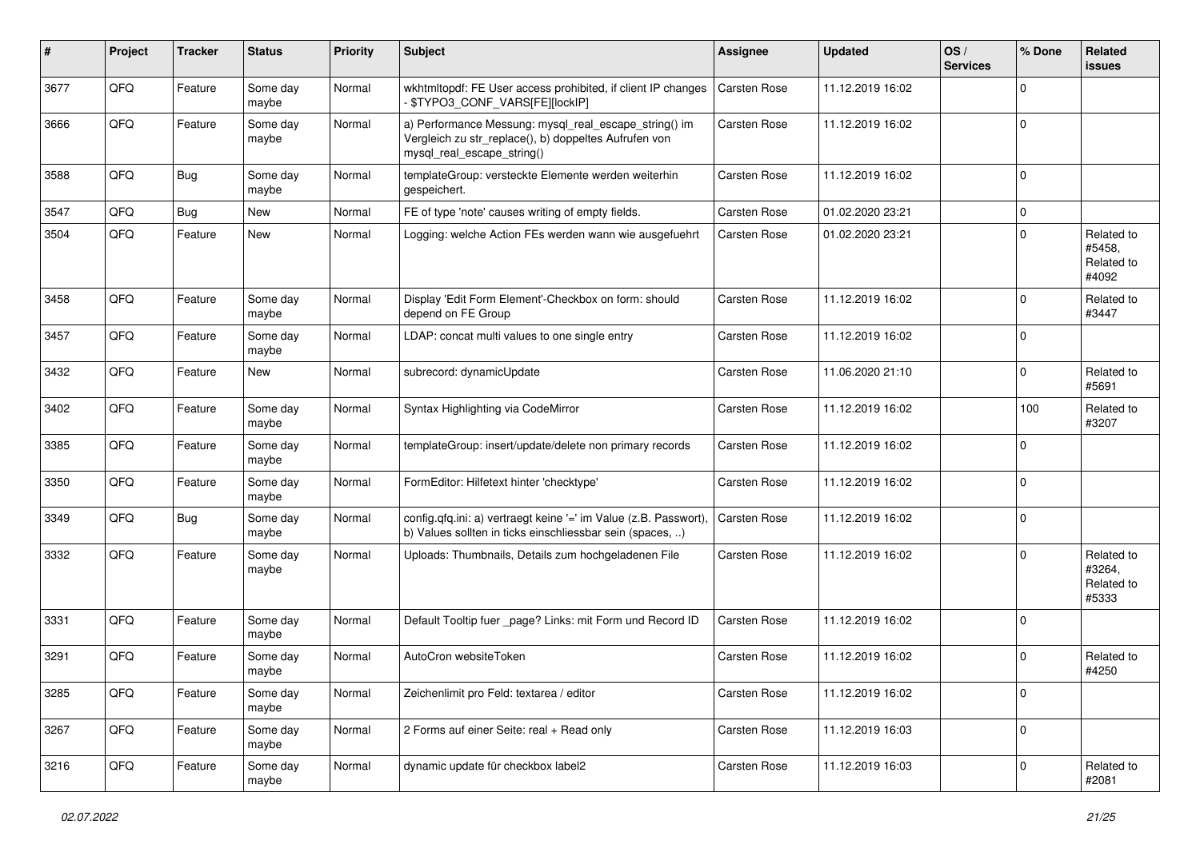| # | Project | Tracker | Status | Priority | Subject | Assignee | Updated | OS / Services | % Done | Related issues |
|---|---|---|---|---|---|---|---|---|---|---|
| 3677 | QFQ | Feature | Some day maybe | Normal | wkhtmltopdf: FE User access prohibited, if client IP changes - $TYPO3_CONF_VARS[FE][lockIP] | Carsten Rose | 11.12.2019 16:02 | | 0 | |
| 3666 | QFQ | Feature | Some day maybe | Normal | a) Performance Messung: mysql_real_escape_string() im Vergleich zu str_replace(), b) doppeltes Aufrufen von mysql_real_escape_string() | Carsten Rose | 11.12.2019 16:02 | | 0 | |
| 3588 | QFQ | Bug | Some day maybe | Normal | templateGroup: versteckte Elemente werden weiterhin gespeichert. | Carsten Rose | 11.12.2019 16:02 | | 0 | |
| 3547 | QFQ | Bug | New | Normal | FE of type 'note' causes writing of empty fields. | Carsten Rose | 01.02.2020 23:21 | | 0 | |
| 3504 | QFQ | Feature | New | Normal | Logging: welche Action FEs werden wann wie ausgefuehrt | Carsten Rose | 01.02.2020 23:21 | | 0 | Related to #5458, Related to #4092 |
| 3458 | QFQ | Feature | Some day maybe | Normal | Display 'Edit Form Element'-Checkbox on form: should depend on FE Group | Carsten Rose | 11.12.2019 16:02 | | 0 | Related to #3447 |
| 3457 | QFQ | Feature | Some day maybe | Normal | LDAP: concat multi values to one single entry | Carsten Rose | 11.12.2019 16:02 | | 0 | |
| 3432 | QFQ | Feature | New | Normal | subrecord: dynamicUpdate | Carsten Rose | 11.06.2020 21:10 | | 0 | Related to #5691 |
| 3402 | QFQ | Feature | Some day maybe | Normal | Syntax Highlighting via CodeMirror | Carsten Rose | 11.12.2019 16:02 | | 100 | Related to #3207 |
| 3385 | QFQ | Feature | Some day maybe | Normal | templateGroup: insert/update/delete non primary records | Carsten Rose | 11.12.2019 16:02 | | 0 | |
| 3350 | QFQ | Feature | Some day maybe | Normal | FormEditor: Hilfetext hinter 'checktype' | Carsten Rose | 11.12.2019 16:02 | | 0 | |
| 3349 | QFQ | Bug | Some day maybe | Normal | config.qfq.ini: a) vertraegt keine '=' im Value (z.B. Passwort), b) Values sollten in ticks einschliessbar sein (spaces, ..) | Carsten Rose | 11.12.2019 16:02 | | 0 | |
| 3332 | QFQ | Feature | Some day maybe | Normal | Uploads: Thumbnails, Details zum hochgeladenen File | Carsten Rose | 11.12.2019 16:02 | | 0 | Related to #3264, Related to #5333 |
| 3331 | QFQ | Feature | Some day maybe | Normal | Default Tooltip fuer _page? Links: mit Form und Record ID | Carsten Rose | 11.12.2019 16:02 | | 0 | |
| 3291 | QFQ | Feature | Some day maybe | Normal | AutoCron websiteToken | Carsten Rose | 11.12.2019 16:02 | | 0 | Related to #4250 |
| 3285 | QFQ | Feature | Some day maybe | Normal | Zeichenlimit pro Feld: textarea / editor | Carsten Rose | 11.12.2019 16:02 | | 0 | |
| 3267 | QFQ | Feature | Some day maybe | Normal | 2 Forms auf einer Seite: real + Read only | Carsten Rose | 11.12.2019 16:03 | | 0 | |
| 3216 | QFQ | Feature | Some day maybe | Normal | dynamic update für checkbox label2 | Carsten Rose | 11.12.2019 16:03 | | 0 | Related to #2081 |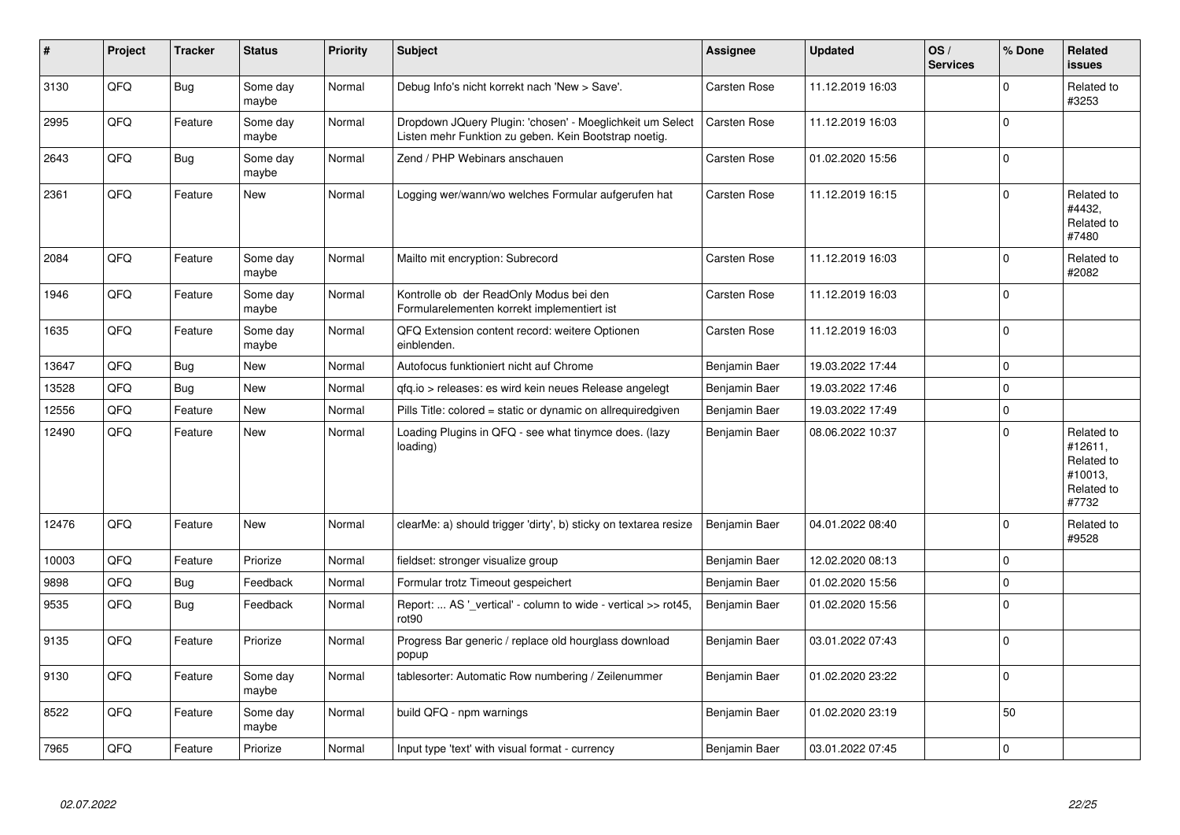| # | Project | Tracker | Status | Priority | Subject | Assignee | Updated | OS / Services | % Done | Related issues |
|---|---|---|---|---|---|---|---|---|---|---|
| 3130 | QFQ | Bug | Some day maybe | Normal | Debug Info's nicht korrekt nach 'New > Save'. | Carsten Rose | 11.12.2019 16:03 | | 0 | Related to #3253 |
| 2995 | QFQ | Feature | Some day maybe | Normal | Dropdown JQuery Plugin: 'chosen' - Moeglichkeit um Select Listen mehr Funktion zu geben. Kein Bootstrap noetig. | Carsten Rose | 11.12.2019 16:03 | | 0 | |
| 2643 | QFQ | Bug | Some day maybe | Normal | Zend / PHP Webinars anschauen | Carsten Rose | 01.02.2020 15:56 | | 0 | |
| 2361 | QFQ | Feature | New | Normal | Logging wer/wann/wo welches Formular aufgerufen hat | Carsten Rose | 11.12.2019 16:15 | | 0 | Related to #4432, Related to #7480 |
| 2084 | QFQ | Feature | Some day maybe | Normal | Mailto mit encryption: Subrecord | Carsten Rose | 11.12.2019 16:03 | | 0 | Related to #2082 |
| 1946 | QFQ | Feature | Some day maybe | Normal | Kontrolle ob der ReadOnly Modus bei den Formularelementen korrekt implementiert ist | Carsten Rose | 11.12.2019 16:03 | | 0 | |
| 1635 | QFQ | Feature | Some day maybe | Normal | QFQ Extension content record: weitere Optionen einblenden. | Carsten Rose | 11.12.2019 16:03 | | 0 | |
| 13647 | QFQ | Bug | New | Normal | Autofocus funktioniert nicht auf Chrome | Benjamin Baer | 19.03.2022 17:44 | | 0 | |
| 13528 | QFQ | Bug | New | Normal | qfq.io > releases: es wird kein neues Release angelegt | Benjamin Baer | 19.03.2022 17:46 | | 0 | |
| 12556 | QFQ | Feature | New | Normal | Pills Title: colored = static or dynamic on allrequiredgiven | Benjamin Baer | 19.03.2022 17:49 | | 0 | |
| 12490 | QFQ | Feature | New | Normal | Loading Plugins in QFQ - see what tinymce does. (lazy loading) | Benjamin Baer | 08.06.2022 10:37 | | 0 | Related to #12611, Related to #10013, Related to #7732 |
| 12476 | QFQ | Feature | New | Normal | clearMe: a) should trigger 'dirty', b) sticky on textarea resize | Benjamin Baer | 04.01.2022 08:40 | | 0 | Related to #9528 |
| 10003 | QFQ | Feature | Priorize | Normal | fieldset: stronger visualize group | Benjamin Baer | 12.02.2020 08:13 | | 0 | |
| 9898 | QFQ | Bug | Feedback | Normal | Formular trotz Timeout gespeichert | Benjamin Baer | 01.02.2020 15:56 | | 0 | |
| 9535 | QFQ | Bug | Feedback | Normal | Report: ... AS '_vertical' - column to wide - vertical >> rot45, rot90 | Benjamin Baer | 01.02.2020 15:56 | | 0 | |
| 9135 | QFQ | Feature | Priorize | Normal | Progress Bar generic / replace old hourglass download popup | Benjamin Baer | 03.01.2022 07:43 | | 0 | |
| 9130 | QFQ | Feature | Some day maybe | Normal | tablesorter: Automatic Row numbering / Zeilenummer | Benjamin Baer | 01.02.2020 23:22 | | 0 | |
| 8522 | QFQ | Feature | Some day maybe | Normal | build QFQ - npm warnings | Benjamin Baer | 01.02.2020 23:19 | | 50 | |
| 7965 | QFQ | Feature | Priorize | Normal | Input type 'text' with visual format - currency | Benjamin Baer | 03.01.2022 07:45 | | 0 | |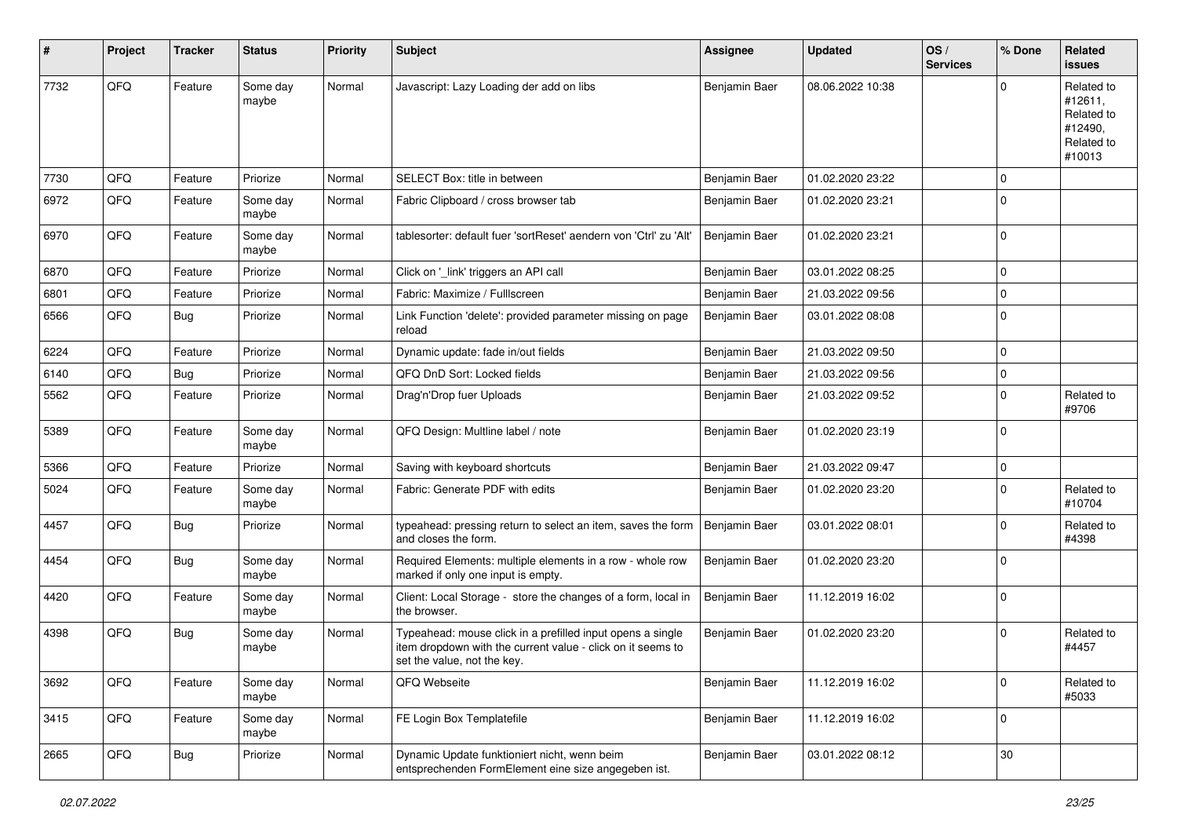| # | Project | Tracker | Status | Priority | Subject | Assignee | Updated | OS / Services | % Done | Related issues |
|---|---|---|---|---|---|---|---|---|---|---|
| 7732 | QFQ | Feature | Some day maybe | Normal | Javascript: Lazy Loading der add on libs | Benjamin Baer | 08.06.2022 10:38 | | 0 | Related to #12611, Related to #12490, Related to #10013 |
| 7730 | QFQ | Feature | Priorize | Normal | SELECT Box: title in between | Benjamin Baer | 01.02.2020 23:22 | | 0 | |
| 6972 | QFQ | Feature | Some day maybe | Normal | Fabric Clipboard / cross browser tab | Benjamin Baer | 01.02.2020 23:21 | | 0 | |
| 6970 | QFQ | Feature | Some day maybe | Normal | tablesorter: default fuer 'sortReset' aendern von 'Ctrl' zu 'Alt' | Benjamin Baer | 01.02.2020 23:21 | | 0 | |
| 6870 | QFQ | Feature | Priorize | Normal | Click on '_link' triggers an API call | Benjamin Baer | 03.01.2022 08:25 | | 0 | |
| 6801 | QFQ | Feature | Priorize | Normal | Fabric: Maximize / Fulllscreen | Benjamin Baer | 21.03.2022 09:56 | | 0 | |
| 6566 | QFQ | Bug | Priorize | Normal | Link Function 'delete': provided parameter missing on page reload | Benjamin Baer | 03.01.2022 08:08 | | 0 | |
| 6224 | QFQ | Feature | Priorize | Normal | Dynamic update: fade in/out fields | Benjamin Baer | 21.03.2022 09:50 | | 0 | |
| 6140 | QFQ | Bug | Priorize | Normal | QFQ DnD Sort: Locked fields | Benjamin Baer | 21.03.2022 09:56 | | 0 | |
| 5562 | QFQ | Feature | Priorize | Normal | Drag'n'Drop fuer Uploads | Benjamin Baer | 21.03.2022 09:52 | | 0 | Related to #9706 |
| 5389 | QFQ | Feature | Some day maybe | Normal | QFQ Design: Multline label / note | Benjamin Baer | 01.02.2020 23:19 | | 0 | |
| 5366 | QFQ | Feature | Priorize | Normal | Saving with keyboard shortcuts | Benjamin Baer | 21.03.2022 09:47 | | 0 | |
| 5024 | QFQ | Feature | Some day maybe | Normal | Fabric: Generate PDF with edits | Benjamin Baer | 01.02.2020 23:20 | | 0 | Related to #10704 |
| 4457 | QFQ | Bug | Priorize | Normal | typeahead: pressing return to select an item, saves the form and closes the form. | Benjamin Baer | 03.01.2022 08:01 | | 0 | Related to #4398 |
| 4454 | QFQ | Bug | Some day maybe | Normal | Required Elements: multiple elements in a row - whole row marked if only one input is empty. | Benjamin Baer | 01.02.2020 23:20 | | 0 | |
| 4420 | QFQ | Feature | Some day maybe | Normal | Client: Local Storage - store the changes of a form, local in the browser. | Benjamin Baer | 11.12.2019 16:02 | | 0 | |
| 4398 | QFQ | Bug | Some day maybe | Normal | Typeahead: mouse click in a prefilled input opens a single item dropdown with the current value - click on it seems to set the value, not the key. | Benjamin Baer | 01.02.2020 23:20 | | 0 | Related to #4457 |
| 3692 | QFQ | Feature | Some day maybe | Normal | QFQ Webseite | Benjamin Baer | 11.12.2019 16:02 | | 0 | Related to #5033 |
| 3415 | QFQ | Feature | Some day maybe | Normal | FE Login Box Templatefile | Benjamin Baer | 11.12.2019 16:02 | | 0 | |
| 2665 | QFQ | Bug | Priorize | Normal | Dynamic Update funktioniert nicht, wenn beim entsprechenden FormElement eine size angegeben ist. | Benjamin Baer | 03.01.2022 08:12 | | 30 | |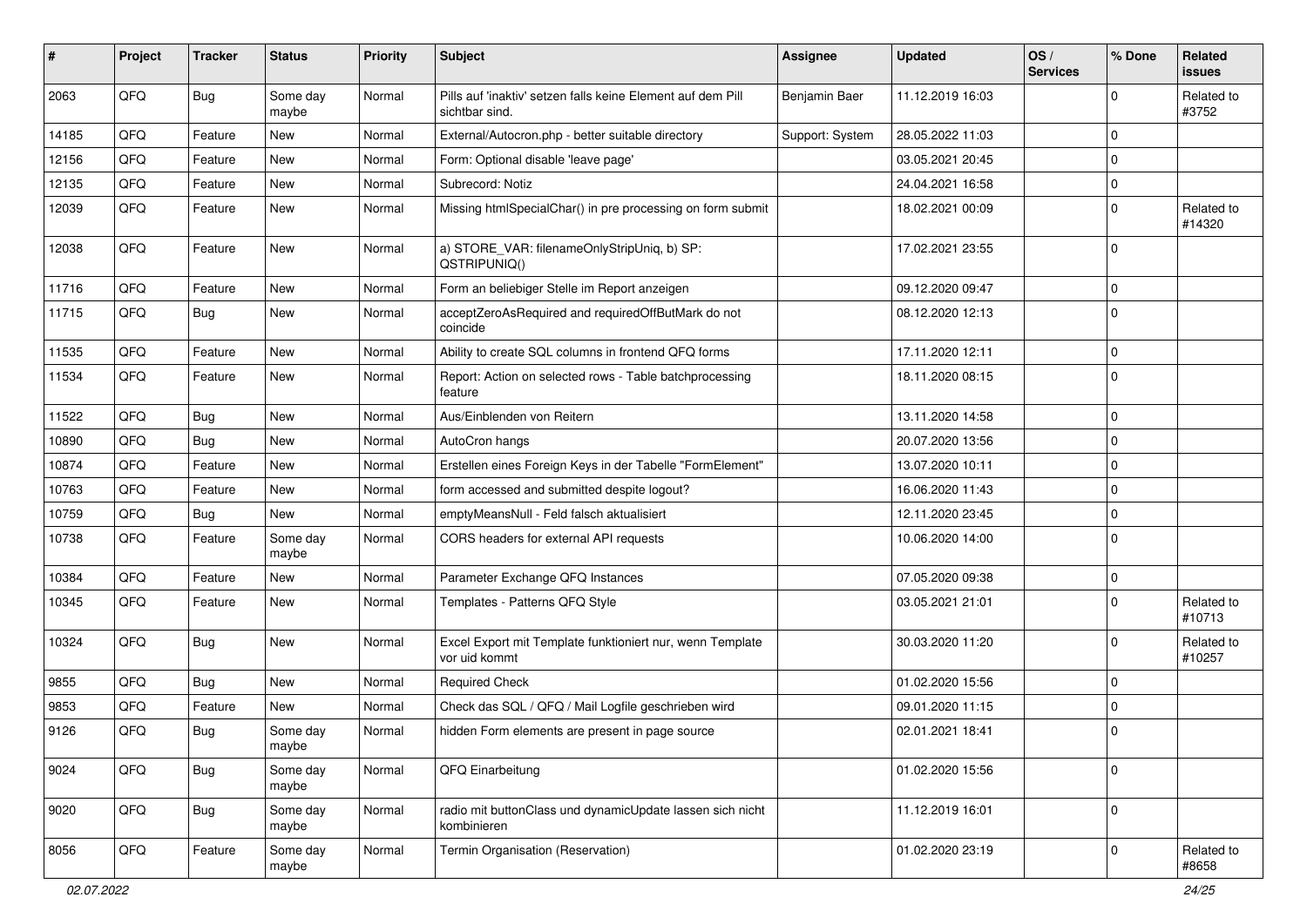| # | Project | Tracker | Status | Priority | Subject | Assignee | Updated | OS / Services | % Done | Related issues |
|---|---|---|---|---|---|---|---|---|---|---|
| 2063 | QFQ | Bug | Some day maybe | Normal | Pills auf 'inaktiv' setzen falls keine Element auf dem Pill sichtbar sind. | Benjamin Baer | 11.12.2019 16:03 | | 0 | Related to #3752 |
| 14185 | QFQ | Feature | New | Normal | External/Autocron.php - better suitable directory | Support: System | 28.05.2022 11:03 | | 0 | |
| 12156 | QFQ | Feature | New | Normal | Form: Optional disable 'leave page' | | 03.05.2021 20:45 | | 0 | |
| 12135 | QFQ | Feature | New | Normal | Subrecord: Notiz | | 24.04.2021 16:58 | | 0 | |
| 12039 | QFQ | Feature | New | Normal | Missing htmlSpecialChar() in pre processing on form submit | | 18.02.2021 00:09 | | 0 | Related to #14320 |
| 12038 | QFQ | Feature | New | Normal | a) STORE_VAR: filenameOnlyStripUniq, b) SP: QSTRIPUNIQ() | | 17.02.2021 23:55 | | 0 | |
| 11716 | QFQ | Feature | New | Normal | Form an beliebiger Stelle im Report anzeigen | | 09.12.2020 09:47 | | 0 | |
| 11715 | QFQ | Bug | New | Normal | acceptZeroAsRequired and requiredOffButMark do not coincide | | 08.12.2020 12:13 | | 0 | |
| 11535 | QFQ | Feature | New | Normal | Ability to create SQL columns in frontend QFQ forms | | 17.11.2020 12:11 | | 0 | |
| 11534 | QFQ | Feature | New | Normal | Report: Action on selected rows - Table batchprocessing feature | | 18.11.2020 08:15 | | 0 | |
| 11522 | QFQ | Bug | New | Normal | Aus/Einblenden von Reitern | | 13.11.2020 14:58 | | 0 | |
| 10890 | QFQ | Bug | New | Normal | AutoCron hangs | | 20.07.2020 13:56 | | 0 | |
| 10874 | QFQ | Feature | New | Normal | Erstellen eines Foreign Keys in der Tabelle "FormElement" | | 13.07.2020 10:11 | | 0 | |
| 10763 | QFQ | Feature | New | Normal | form accessed and submitted despite logout? | | 16.06.2020 11:43 | | 0 | |
| 10759 | QFQ | Bug | New | Normal | emptyMeansNull - Feld falsch aktualisiert | | 12.11.2020 23:45 | | 0 | |
| 10738 | QFQ | Feature | Some day maybe | Normal | CORS headers for external API requests | | 10.06.2020 14:00 | | 0 | |
| 10384 | QFQ | Feature | New | Normal | Parameter Exchange QFQ Instances | | 07.05.2020 09:38 | | 0 | |
| 10345 | QFQ | Feature | New | Normal | Templates - Patterns QFQ Style | | 03.05.2021 21:01 | | 0 | Related to #10713 |
| 10324 | QFQ | Bug | New | Normal | Excel Export mit Template funktioniert nur, wenn Template vor uid kommt | | 30.03.2020 11:20 | | 0 | Related to #10257 |
| 9855 | QFQ | Bug | New | Normal | Required Check | | 01.02.2020 15:56 | | 0 | |
| 9853 | QFQ | Feature | New | Normal | Check das SQL / QFQ / Mail Logfile geschrieben wird | | 09.01.2020 11:15 | | 0 | |
| 9126 | QFQ | Bug | Some day maybe | Normal | hidden Form elements are present in page source | | 02.01.2021 18:41 | | 0 | |
| 9024 | QFQ | Bug | Some day maybe | Normal | QFQ Einarbeitung | | 01.02.2020 15:56 | | 0 | |
| 9020 | QFQ | Bug | Some day maybe | Normal | radio mit buttonClass und dynamicUpdate lassen sich nicht kombinieren | | 11.12.2019 16:01 | | 0 | |
| 8056 | QFQ | Feature | Some day maybe | Normal | Termin Organisation (Reservation) | | 01.02.2020 23:19 | | 0 | Related to #8658 |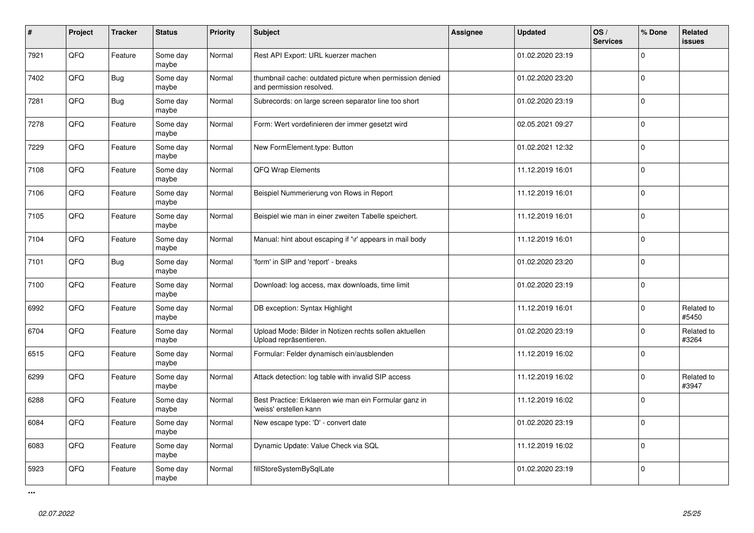| # | Project | Tracker | Status | Priority | Subject | Assignee | Updated | OS / Services | % Done | Related issues |
|---|---|---|---|---|---|---|---|---|---|---|
| 7921 | QFQ | Feature | Some day maybe | Normal | Rest API Export: URL kuerzer machen | | 01.02.2020 23:19 | | 0 | |
| 7402 | QFQ | Bug | Some day maybe | Normal | thumbnail cache: outdated picture when permission denied and permission resolved. | | 01.02.2020 23:20 | | 0 | |
| 7281 | QFQ | Bug | Some day maybe | Normal | Subrecords: on large screen separator line too short | | 01.02.2020 23:19 | | 0 | |
| 7278 | QFQ | Feature | Some day maybe | Normal | Form: Wert vordefinieren der immer gesetzt wird | | 02.05.2021 09:27 | | 0 | |
| 7229 | QFQ | Feature | Some day maybe | Normal | New FormElement.type: Button | | 01.02.2021 12:32 | | 0 | |
| 7108 | QFQ | Feature | Some day maybe | Normal | QFQ Wrap Elements | | 11.12.2019 16:01 | | 0 | |
| 7106 | QFQ | Feature | Some day maybe | Normal | Beispiel Nummerierung von Rows in Report | | 11.12.2019 16:01 | | 0 | |
| 7105 | QFQ | Feature | Some day maybe | Normal | Beispiel wie man in einer zweiten Tabelle speichert. | | 11.12.2019 16:01 | | 0 | |
| 7104 | QFQ | Feature | Some day maybe | Normal | Manual: hint about escaping if '\r' appears in mail body | | 11.12.2019 16:01 | | 0 | |
| 7101 | QFQ | Bug | Some day maybe | Normal | 'form' in SIP and 'report' - breaks | | 01.02.2020 23:20 | | 0 | |
| 7100 | QFQ | Feature | Some day maybe | Normal | Download: log access, max downloads, time limit | | 01.02.2020 23:19 | | 0 | |
| 6992 | QFQ | Feature | Some day maybe | Normal | DB exception: Syntax Highlight | | 11.12.2019 16:01 | | 0 | Related to #5450 |
| 6704 | QFQ | Feature | Some day maybe | Normal | Upload Mode: Bilder in Notizen rechts sollen aktuellen Upload repräsentieren. | | 01.02.2020 23:19 | | 0 | Related to #3264 |
| 6515 | QFQ | Feature | Some day maybe | Normal | Formular: Felder dynamisch ein/ausblenden | | 11.12.2019 16:02 | | 0 | |
| 6299 | QFQ | Feature | Some day maybe | Normal | Attack detection: log table with invalid SIP access | | 11.12.2019 16:02 | | 0 | Related to #3947 |
| 6288 | QFQ | Feature | Some day maybe | Normal | Best Practice: Erklaeren wie man ein Formular ganz in 'weiss' erstellen kann | | 11.12.2019 16:02 | | 0 | |
| 6084 | QFQ | Feature | Some day maybe | Normal | New escape type: 'D' - convert date | | 01.02.2020 23:19 | | 0 | |
| 6083 | QFQ | Feature | Some day maybe | Normal | Dynamic Update: Value Check via SQL | | 11.12.2019 16:02 | | 0 | |
| 5923 | QFQ | Feature | Some day maybe | Normal | fillStoreSystemBySqlLate | | 01.02.2020 23:19 | | 0 | |

...